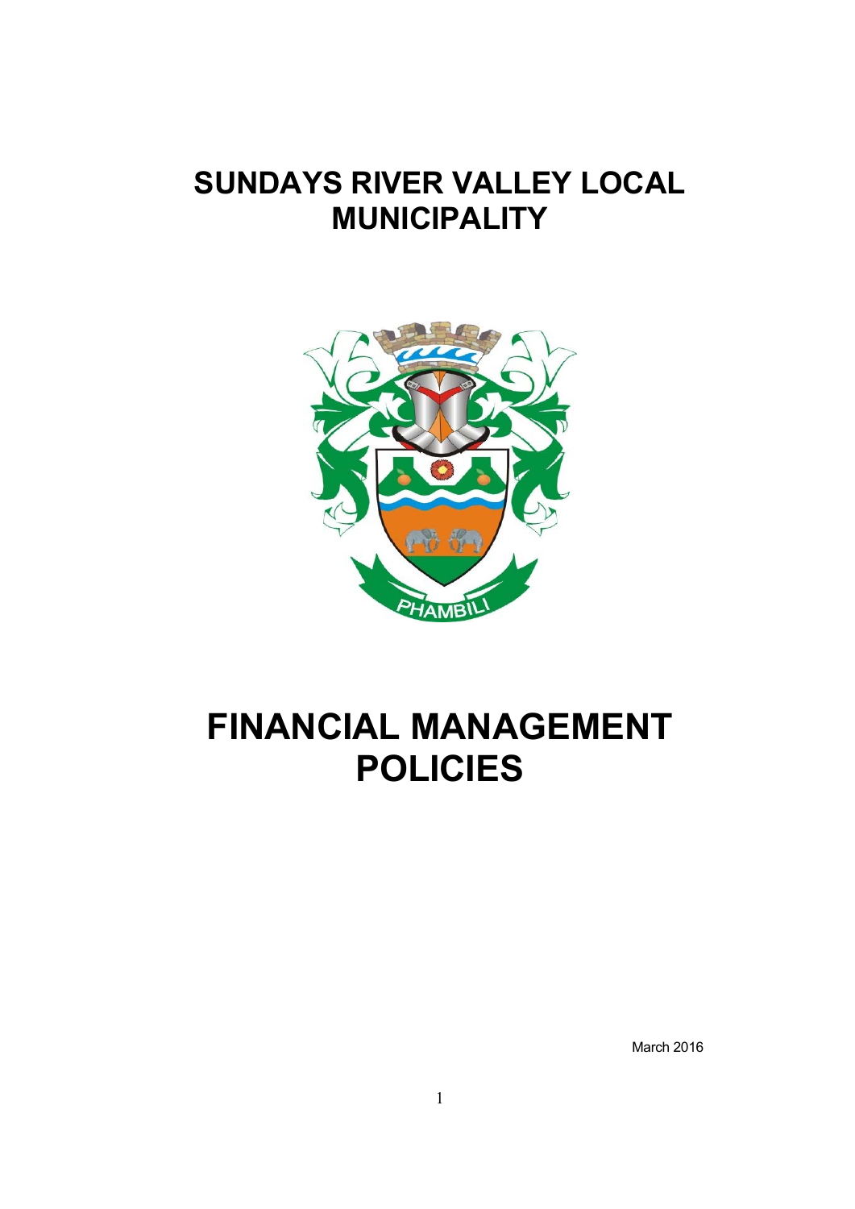# SUNDAYS RIVER VALLEY LOCAL MUNICIPALITY

# FINANCIAL MANAGEMENT POLICIES

March 2016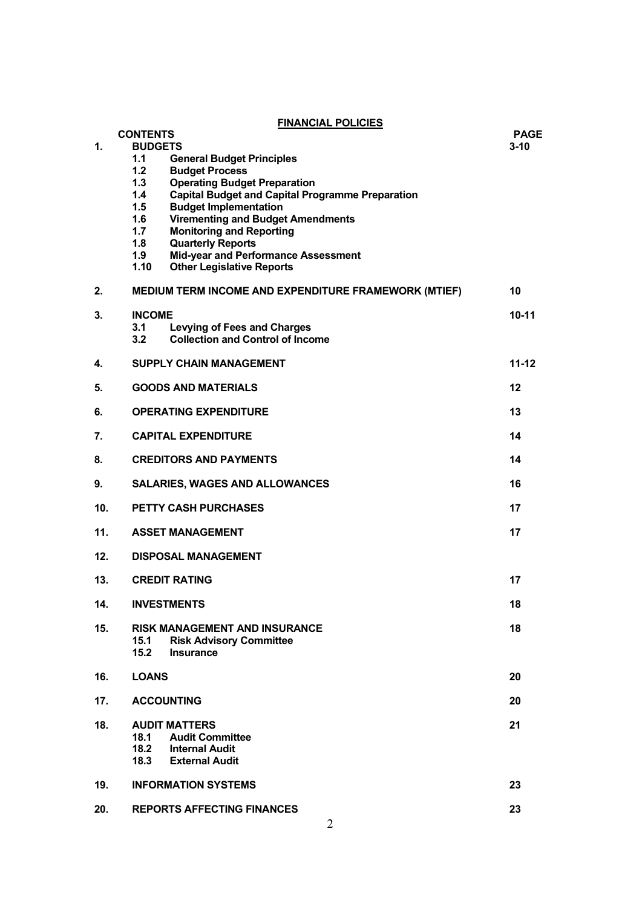# FINANCIAL POLICIES

| | CONTENTS | PAGE |
|---|---|---|
| **1.** | **BUDGETS** | **3-10** |
| | **1.1 General Budget Principles** | |
| | **1.2 Budget Process** | |
| | **1.3 Operating Budget Preparation** | |
| | **1.4 Capital Budget and Capital Programme Preparation** | |
| | **1.5 Budget Implementation** | |
| | **1.6 Virementing and Budget Amendments** | |
| | **1.7 Monitoring and Reporting** | |
| | **1.8 Quarterly Reports** | |
| | **1.9 Mid-year and Performance Assessment** | |
| | **1.10 Other Legislative Reports** | |
| **2.** | **MEDIUM TERM INCOME AND EXPENDITURE FRAMEWORK (MTIEF)** | **10** |
| **3.** | **INCOME** | **10-11** |
| | **3.1 Levying of Fees and Charges** | |
| | **3.2 Collection and Control of Income** | |
| **4.** | **SUPPLY CHAIN MANAGEMENT** | **11-12** |
| **5.** | **GOODS AND MATERIALS** | **12** |
| **6.** | **OPERATING EXPENDITURE** | **13** |
| **7.** | **CAPITAL EXPENDITURE** | **14** |
| **8.** | **CREDITORS AND PAYMENTS** | **14** |
| **9.** | **SALARIES, WAGES AND ALLOWANCES** | **16** |
| **10.** | **PETTY CASH PURCHASES** | **17** |
| **11.** | **ASSET MANAGEMENT** | **17** |
| **12.** | **DISPOSAL MANAGEMENT** | |
| **13.** | **CREDIT RATING** | **17** |
| **14.** | **INVESTMENTS** | **18** |
| **15.** | **RISK MANAGEMENT AND INSURANCE** | **18** |
| | **15.1 Risk Advisory Committee** | |
| | **15.2 Insurance** | |
| **16.** | **LOANS** | **20** |
| **17.** | **ACCOUNTING** | **20** |
| **18.** | **AUDIT MATTERS** | **21** |
| | **18.1 Audit Committee** | |
| | **18.2 Internal Audit** | |
| | **18.3 External Audit** | |
| **19.** | **INFORMATION SYSTEMS** | **23** |
| **20.** | **REPORTS AFFECTING FINANCES** | **23** |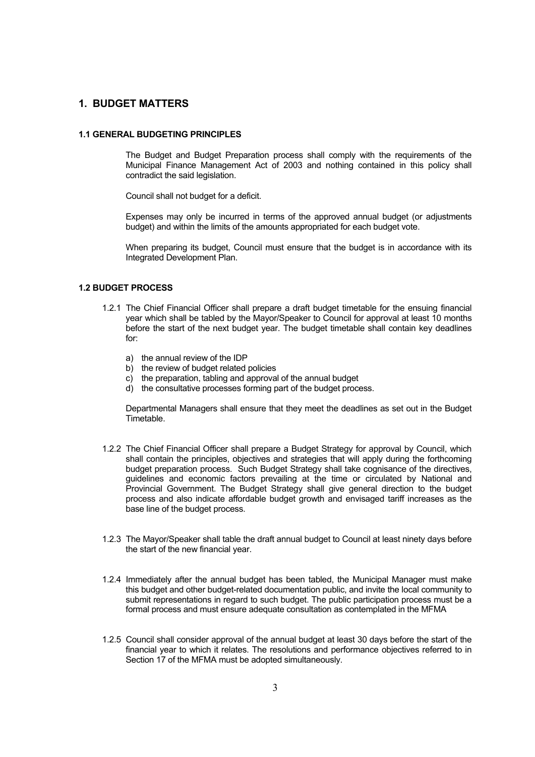# 1. BUDGET MATTERS

### 1.1 GENERAL BUDGETING PRINCIPLES

The Budget and Budget Preparation process shall comply with the requirements of the Municipal Finance Management Act of 2003 and nothing contained in this policy shall contradict the said legislation.

Council shall not budget for a deficit.

Expenses may only be incurred in terms of the approved annual budget (or adjustments budget) and within the limits of the amounts appropriated for each budget vote.

When preparing its budget, Council must ensure that the budget is in accordance with its Integrated Development Plan.

### 1.2 BUDGET PROCESS

1.2.1 The Chief Financial Officer shall prepare a draft budget timetable for the ensuing financial year which shall be tabled by the Mayor/Speaker to Council for approval at least 10 months before the start of the next budget year. The budget timetable shall contain key deadlines for:

a) the annual review of the IDP
b) the review of budget related policies
c) the preparation, tabling and approval of the annual budget
d) the consultative processes forming part of the budget process.

Departmental Managers shall ensure that they meet the deadlines as set out in the Budget Timetable.

1.2.2 The Chief Financial Officer shall prepare a Budget Strategy for approval by Council, which shall contain the principles, objectives and strategies that will apply during the forthcoming budget preparation process. Such Budget Strategy shall take cognisance of the directives, guidelines and economic factors prevailing at the time or circulated by National and Provincial Government. The Budget Strategy shall give general direction to the budget process and also indicate affordable budget growth and envisaged tariff increases as the base line of the budget process.

1.2.3 The Mayor/Speaker shall table the draft annual budget to Council at least ninety days before the start of the new financial year.

1.2.4 Immediately after the annual budget has been tabled, the Municipal Manager must make this budget and other budget-related documentation public, and invite the local community to submit representations in regard to such budget. The public participation process must be a formal process and must ensure adequate consultation as contemplated in the MFMA

1.2.5 Council shall consider approval of the annual budget at least 30 days before the start of the financial year to which it relates. The resolutions and performance objectives referred to in Section 17 of the MFMA must be adopted simultaneously.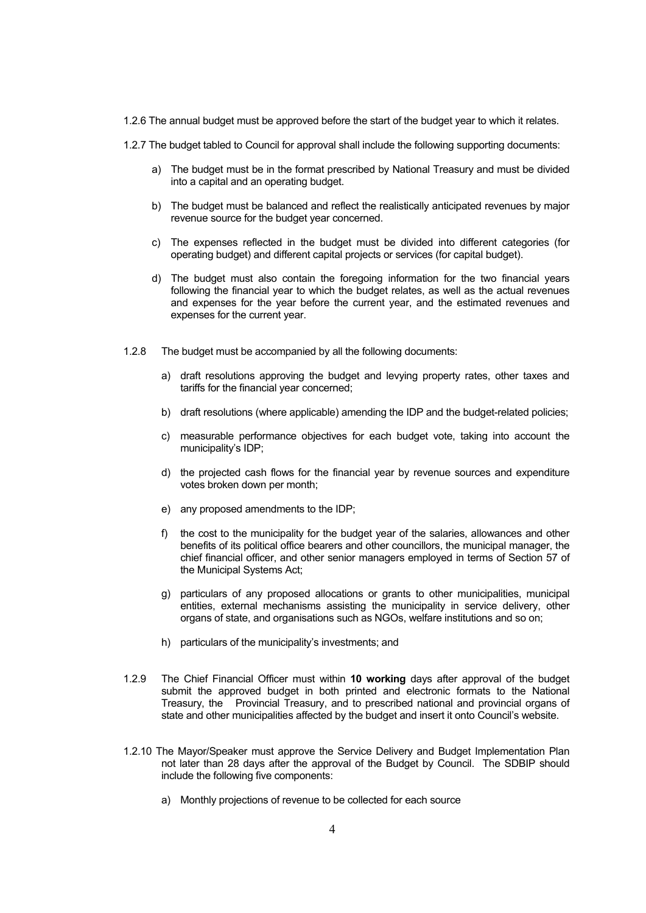1.2.6 The annual budget must be approved before the start of the budget year to which it relates.

1.2.7 The budget tabled to Council for approval shall include the following supporting documents:

a) The budget must be in the format prescribed by National Treasury and must be divided into a capital and an operating budget.

b) The budget must be balanced and reflect the realistically anticipated revenues by major revenue source for the budget year concerned.

c) The expenses reflected in the budget must be divided into different categories (for operating budget) and different capital projects or services (for capital budget).

d) The budget must also contain the foregoing information for the two financial years following the financial year to which the budget relates, as well as the actual revenues and expenses for the year before the current year, and the estimated revenues and expenses for the current year.

1.2.8 The budget must be accompanied by all the following documents:

a) draft resolutions approving the budget and levying property rates, other taxes and tariffs for the financial year concerned;

b) draft resolutions (where applicable) amending the IDP and the budget-related policies;

c) measurable performance objectives for each budget vote, taking into account the municipality's IDP;

d) the projected cash flows for the financial year by revenue sources and expenditure votes broken down per month;

e) any proposed amendments to the IDP;

f) the cost to the municipality for the budget year of the salaries, allowances and other benefits of its political office bearers and other councillors, the municipal manager, the chief financial officer, and other senior managers employed in terms of Section 57 of the Municipal Systems Act;

g) particulars of any proposed allocations or grants to other municipalities, municipal entities, external mechanisms assisting the municipality in service delivery, other organs of state, and organisations such as NGOs, welfare institutions and so on;

h) particulars of the municipality's investments; and

1.2.9 The Chief Financial Officer must within **10 working** days after approval of the budget submit the approved budget in both printed and electronic formats to the National Treasury, the Provincial Treasury, and to prescribed national and provincial organs of state and other municipalities affected by the budget and insert it onto Council's website.

1.2.10 The Mayor/Speaker must approve the Service Delivery and Budget Implementation Plan not later than 28 days after the approval of the Budget by Council. The SDBIP should include the following five components:

a) Monthly projections of revenue to be collected for each source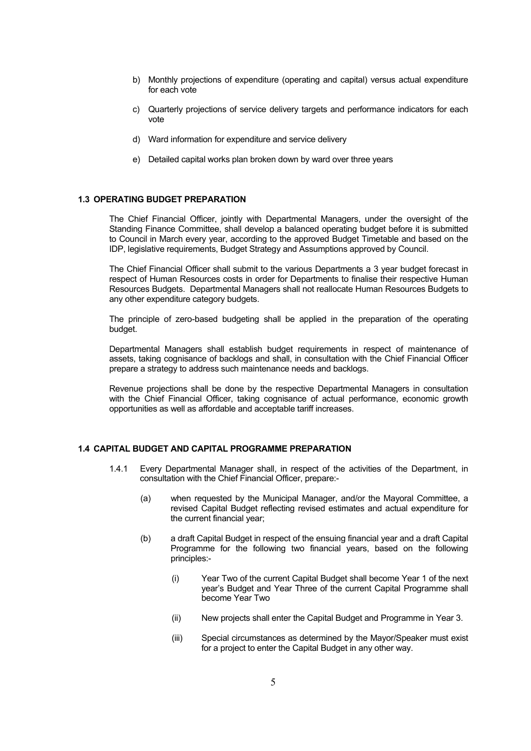b) Monthly projections of expenditure (operating and capital) versus actual expenditure for each vote

c) Quarterly projections of service delivery targets and performance indicators for each vote

d) Ward information for expenditure and service delivery

e) Detailed capital works plan broken down by ward over three years

### 1.3 OPERATING BUDGET PREPARATION

The Chief Financial Officer, jointly with Departmental Managers, under the oversight of the Standing Finance Committee, shall develop a balanced operating budget before it is submitted to Council in March every year, according to the approved Budget Timetable and based on the IDP, legislative requirements, Budget Strategy and Assumptions approved by Council.

The Chief Financial Officer shall submit to the various Departments a 3 year budget forecast in respect of Human Resources costs in order for Departments to finalise their respective Human Resources Budgets. Departmental Managers shall not reallocate Human Resources Budgets to any other expenditure category budgets.

The principle of zero-based budgeting shall be applied in the preparation of the operating budget.

Departmental Managers shall establish budget requirements in respect of maintenance of assets, taking cognisance of backlogs and shall, in consultation with the Chief Financial Officer prepare a strategy to address such maintenance needs and backlogs.

Revenue projections shall be done by the respective Departmental Managers in consultation with the Chief Financial Officer, taking cognisance of actual performance, economic growth opportunities as well as affordable and acceptable tariff increases.

### 1.4 CAPITAL BUDGET AND CAPITAL PROGRAMME PREPARATION

1.4.1 Every Departmental Manager shall, in respect of the activities of the Department, in consultation with the Chief Financial Officer, prepare:-

(a) when requested by the Municipal Manager, and/or the Mayoral Committee, a revised Capital Budget reflecting revised estimates and actual expenditure for the current financial year;

(b) a draft Capital Budget in respect of the ensuing financial year and a draft Capital Programme for the following two financial years, based on the following principles:-

(i) Year Two of the current Capital Budget shall become Year 1 of the next year's Budget and Year Three of the current Capital Programme shall become Year Two

(ii) New projects shall enter the Capital Budget and Programme in Year 3.

(iii) Special circumstances as determined by the Mayor/Speaker must exist for a project to enter the Capital Budget in any other way.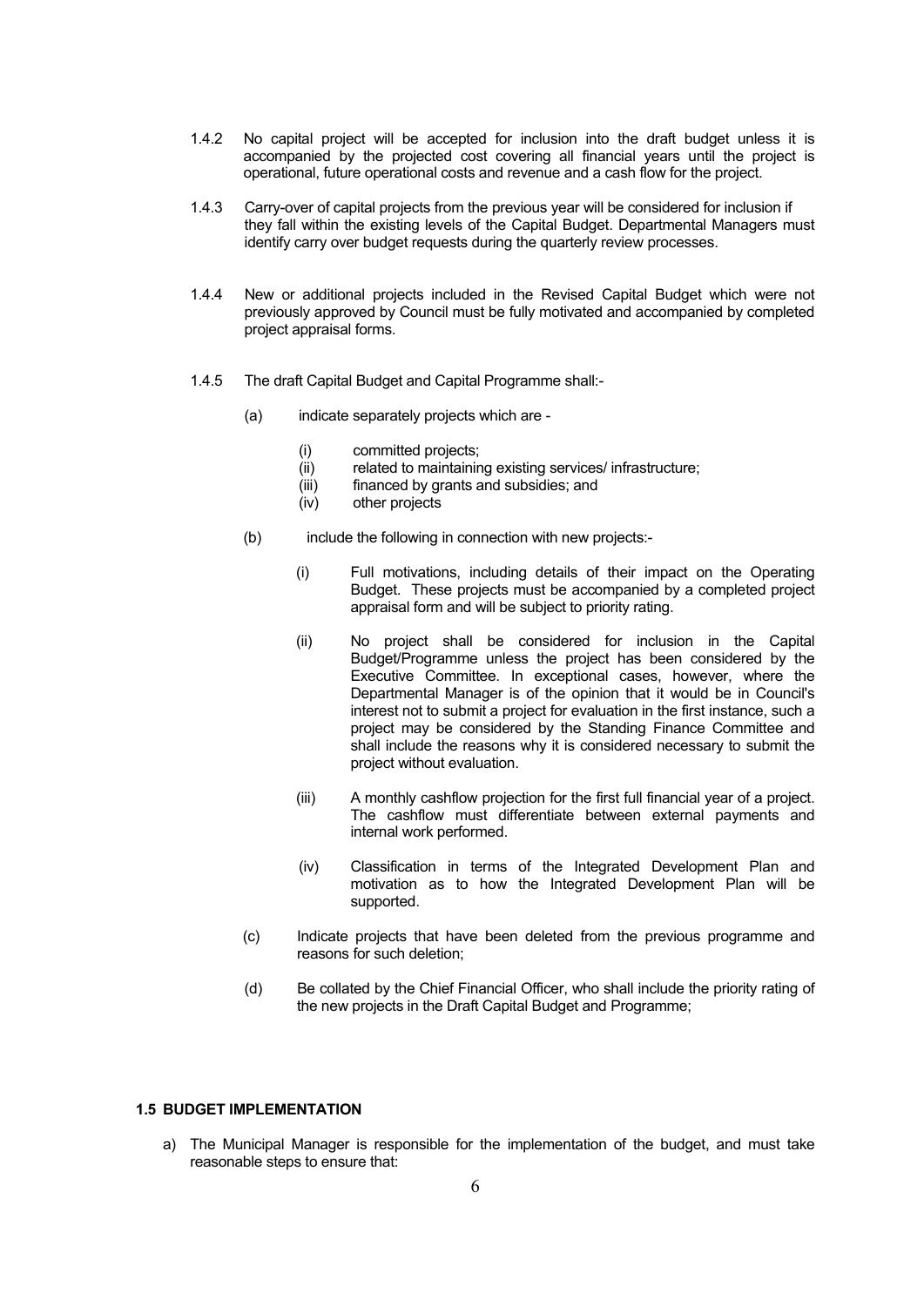1.4.2 No capital project will be accepted for inclusion into the draft budget unless it is accompanied by the projected cost covering all financial years until the project is operational, future operational costs and revenue and a cash flow for the project.

1.4.3 Carry-over of capital projects from the previous year will be considered for inclusion if they fall within the existing levels of the Capital Budget. Departmental Managers must identify carry over budget requests during the quarterly review processes.

1.4.4 New or additional projects included in the Revised Capital Budget which were not previously approved by Council must be fully motivated and accompanied by completed project appraisal forms.

1.4.5 The draft Capital Budget and Capital Programme shall:-

(a) indicate separately projects which are -

(i) committed projects;
(ii) related to maintaining existing services/ infrastructure;
(iii) financed by grants and subsidies; and
(iv) other projects

(b) include the following in connection with new projects:-

(i) Full motivations, including details of their impact on the Operating Budget. These projects must be accompanied by a completed project appraisal form and will be subject to priority rating.

(ii) No project shall be considered for inclusion in the Capital Budget/Programme unless the project has been considered by the Executive Committee. In exceptional cases, however, where the Departmental Manager is of the opinion that it would be in Council's interest not to submit a project for evaluation in the first instance, such a project may be considered by the Standing Finance Committee and shall include the reasons why it is considered necessary to submit the project without evaluation.

(iii) A monthly cashflow projection for the first full financial year of a project. The cashflow must differentiate between external payments and internal work performed.

(iv) Classification in terms of the Integrated Development Plan and motivation as to how the Integrated Development Plan will be supported.

(c) Indicate projects that have been deleted from the previous programme and reasons for such deletion;

(d) Be collated by the Chief Financial Officer, who shall include the priority rating of the new projects in the Draft Capital Budget and Programme;

### 1.5 BUDGET IMPLEMENTATION

a) The Municipal Manager is responsible for the implementation of the budget, and must take reasonable steps to ensure that: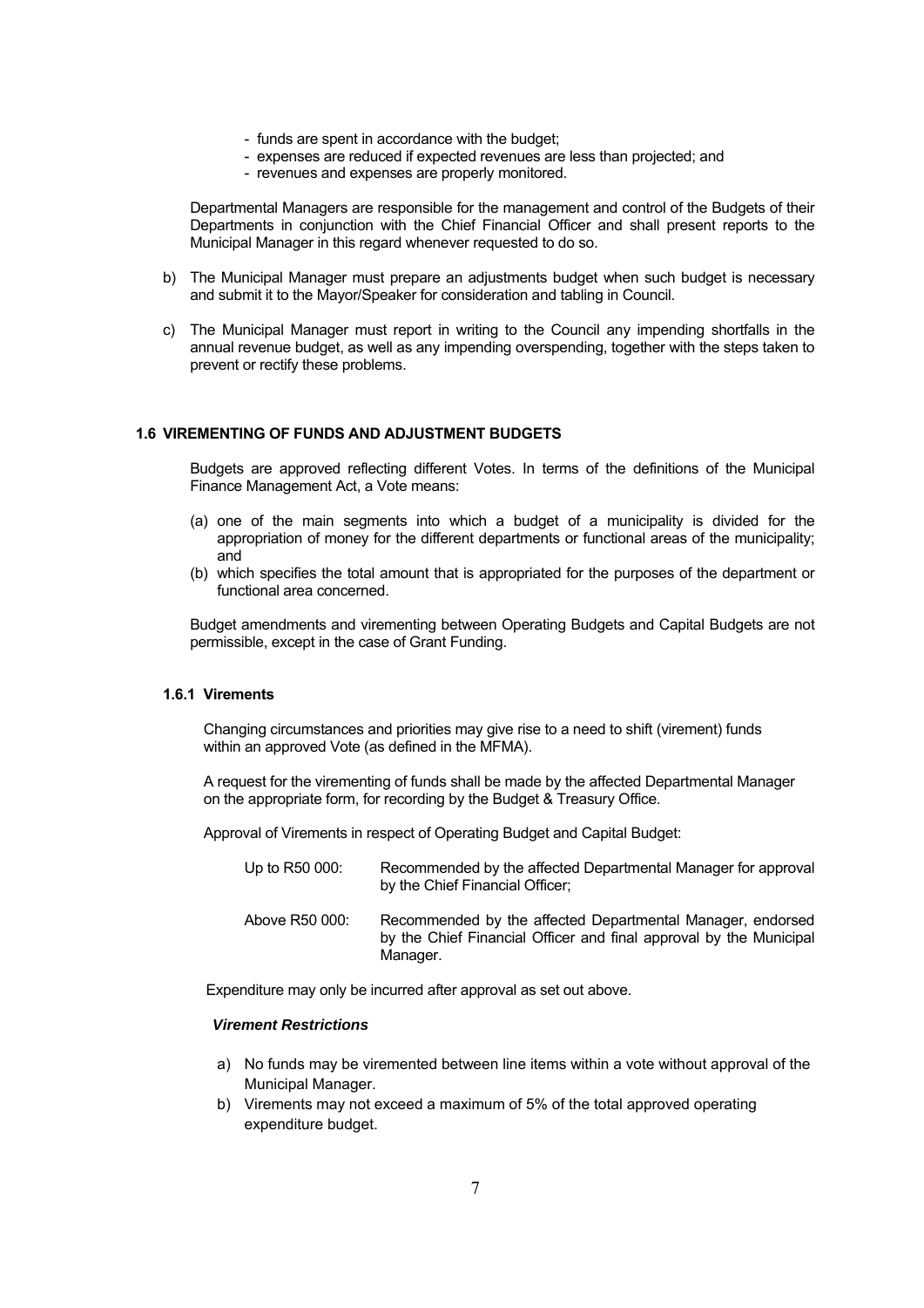- funds are spent in accordance with the budget;
- expenses are reduced if expected revenues are less than projected; and
- revenues and expenses are properly monitored.

Departmental Managers are responsible for the management and control of the Budgets of their Departments in conjunction with the Chief Financial Officer and shall present reports to the Municipal Manager in this regard whenever requested to do so.

b) The Municipal Manager must prepare an adjustments budget when such budget is necessary and submit it to the Mayor/Speaker for consideration and tabling in Council.

c) The Municipal Manager must report in writing to the Council any impending shortfalls in the annual revenue budget, as well as any impending overspending, together with the steps taken to prevent or rectify these problems.

### 1.6 VIREMENTING OF FUNDS AND ADJUSTMENT BUDGETS

Budgets are approved reflecting different Votes. In terms of the definitions of the Municipal Finance Management Act, a Vote means:

(a) one of the main segments into which a budget of a municipality is divided for the appropriation of money for the different departments or functional areas of the municipality; and
(b) which specifies the total amount that is appropriated for the purposes of the department or functional area concerned.

Budget amendments and virementing between Operating Budgets and Capital Budgets are not permissible, except in the case of Grant Funding.

#### 1.6.1 Virements

Changing circumstances and priorities may give rise to a need to shift (virement) funds within an approved Vote (as defined in the MFMA).

A request for the virementing of funds shall be made by the affected Departmental Manager on the appropriate form, for recording by the Budget & Treasury Office.

Approval of Virements in respect of Operating Budget and Capital Budget:

| | |
|---|---|
| Up to R50 000: | Recommended by the affected Departmental Manager for approval by the Chief Financial Officer; |
| Above R50 000: | Recommended by the affected Departmental Manager, endorsed by the Chief Financial Officer and final approval by the Municipal Manager. |

Expenditure may only be incurred after approval as set out above.

***Virement Restrictions***

a) No funds may be viremented between line items within a vote without approval of the Municipal Manager.
b) Virements may not exceed a maximum of 5% of the total approved operating expenditure budget.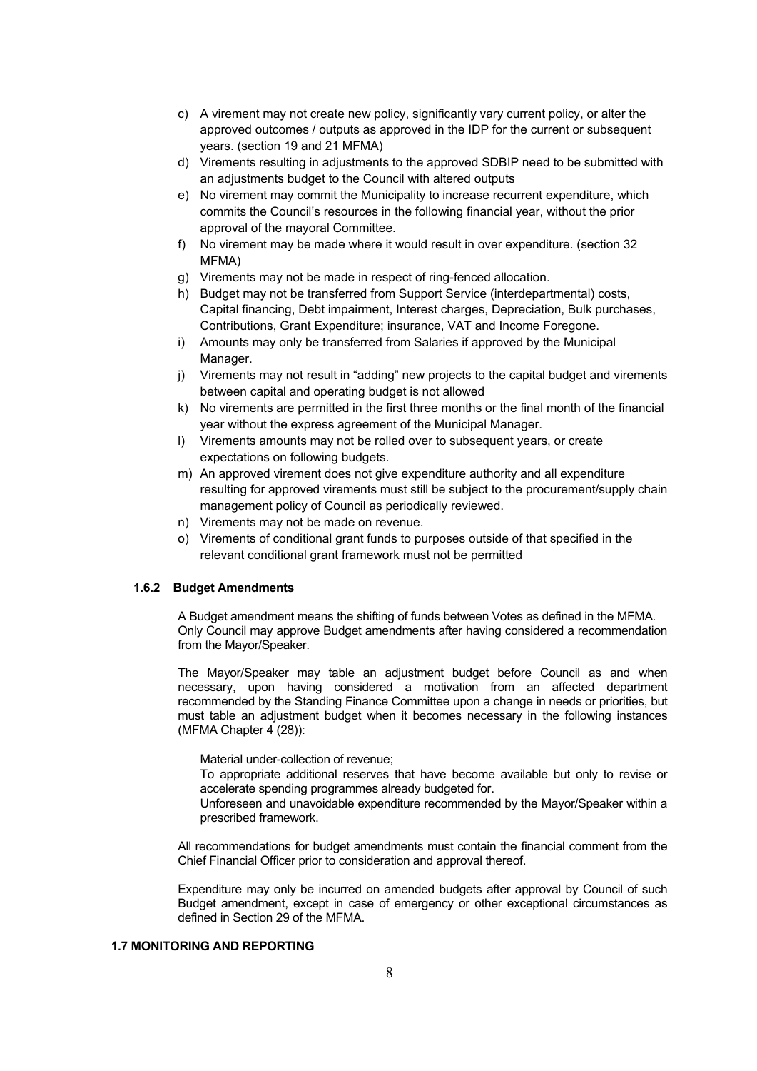c) A virement may not create new policy, significantly vary current policy, or alter the approved outcomes / outputs as approved in the IDP for the current or subsequent years. (section 19 and 21 MFMA)
d) Virements resulting in adjustments to the approved SDBIP need to be submitted with an adjustments budget to the Council with altered outputs
e) No virement may commit the Municipality to increase recurrent expenditure, which commits the Council's resources in the following financial year, without the prior approval of the mayoral Committee.
f) No virement may be made where it would result in over expenditure. (section 32 MFMA)
g) Virements may not be made in respect of ring-fenced allocation.
h) Budget may not be transferred from Support Service (interdepartmental) costs, Capital financing, Debt impairment, Interest charges, Depreciation, Bulk purchases, Contributions, Grant Expenditure; insurance, VAT and Income Foregone.
i) Amounts may only be transferred from Salaries if approved by the Municipal Manager.
j) Virements may not result in "adding" new projects to the capital budget and virements between capital and operating budget is not allowed
k) No virements are permitted in the first three months or the final month of the financial year without the express agreement of the Municipal Manager.
l) Virements amounts may not be rolled over to subsequent years, or create expectations on following budgets.
m) An approved virement does not give expenditure authority and all expenditure resulting for approved virements must still be subject to the procurement/supply chain management policy of Council as periodically reviewed.
n) Virements may not be made on revenue.
o) Virements of conditional grant funds to purposes outside of that specified in the relevant conditional grant framework must not be permitted

### 1.6.2 Budget Amendments

A Budget amendment means the shifting of funds between Votes as defined in the MFMA. Only Council may approve Budget amendments after having considered a recommendation from the Mayor/Speaker.

The Mayor/Speaker may table an adjustment budget before Council as and when necessary, upon having considered a motivation from an affected department recommended by the Standing Finance Committee upon a change in needs or priorities, but must table an adjustment budget when it becomes necessary in the following instances (MFMA Chapter 4 (28)):

Material under-collection of revenue;

To appropriate additional reserves that have become available but only to revise or accelerate spending programmes already budgeted for.

Unforeseen and unavoidable expenditure recommended by the Mayor/Speaker within a prescribed framework.

All recommendations for budget amendments must contain the financial comment from the Chief Financial Officer prior to consideration and approval thereof.

Expenditure may only be incurred on amended budgets after approval by Council of such Budget amendment, except in case of emergency or other exceptional circumstances as defined in Section 29 of the MFMA.

## 1.7 MONITORING AND REPORTING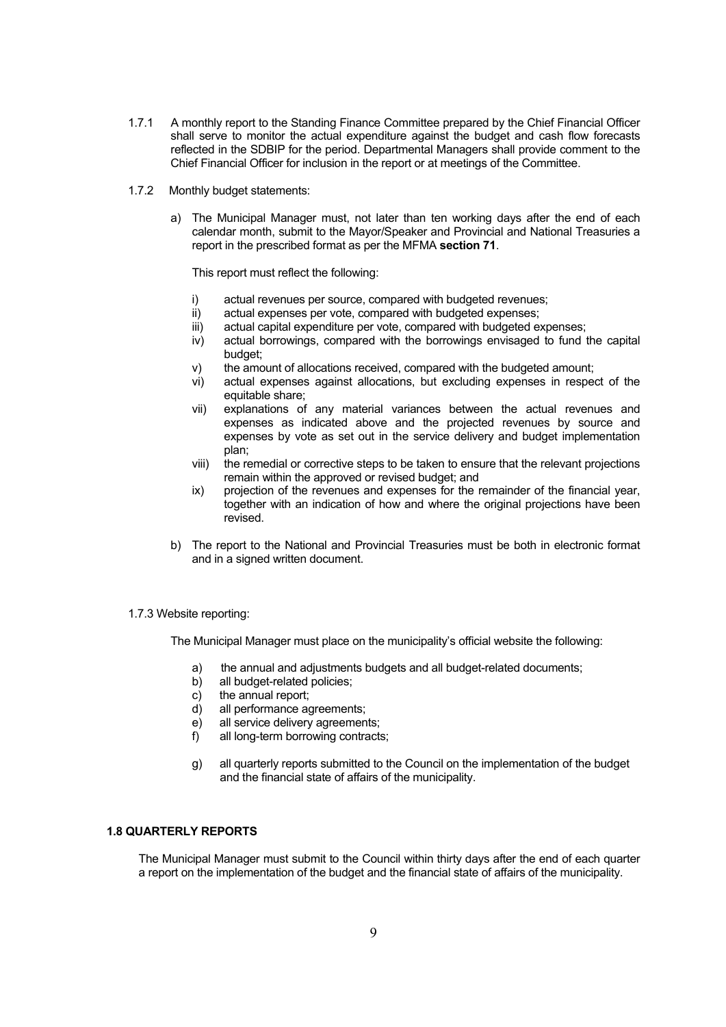1.7.1 A monthly report to the Standing Finance Committee prepared by the Chief Financial Officer shall serve to monitor the actual expenditure against the budget and cash flow forecasts reflected in the SDBIP for the period. Departmental Managers shall provide comment to the Chief Financial Officer for inclusion in the report or at meetings of the Committee.

1.7.2 Monthly budget statements:

a) The Municipal Manager must, not later than ten working days after the end of each calendar month, submit to the Mayor/Speaker and Provincial and National Treasuries a report in the prescribed format as per the MFMA **section 71**.

   This report must reflect the following:

   i) actual revenues per source, compared with budgeted revenues;
   ii) actual expenses per vote, compared with budgeted expenses;
   iii) actual capital expenditure per vote, compared with budgeted expenses;
   iv) actual borrowings, compared with the borrowings envisaged to fund the capital budget;
   v) the amount of allocations received, compared with the budgeted amount;
   vi) actual expenses against allocations, but excluding expenses in respect of the equitable share;
   vii) explanations of any material variances between the actual revenues and expenses as indicated above and the projected revenues by source and expenses by vote as set out in the service delivery and budget implementation plan;
   viii) the remedial or corrective steps to be taken to ensure that the relevant projections remain within the approved or revised budget; and
   ix) projection of the revenues and expenses for the remainder of the financial year, together with an indication of how and where the original projections have been revised.

b) The report to the National and Provincial Treasuries must be both in electronic format and in a signed written document.

1.7.3 Website reporting:

The Municipal Manager must place on the municipality's official website the following:

a) the annual and adjustments budgets and all budget-related documents;
b) all budget-related policies;
c) the annual report;
d) all performance agreements;
e) all service delivery agreements;
f) all long-term borrowing contracts;
g) all quarterly reports submitted to the Council on the implementation of the budget and the financial state of affairs of the municipality.

### 1.8 QUARTERLY REPORTS

The Municipal Manager must submit to the Council within thirty days after the end of each quarter a report on the implementation of the budget and the financial state of affairs of the municipality.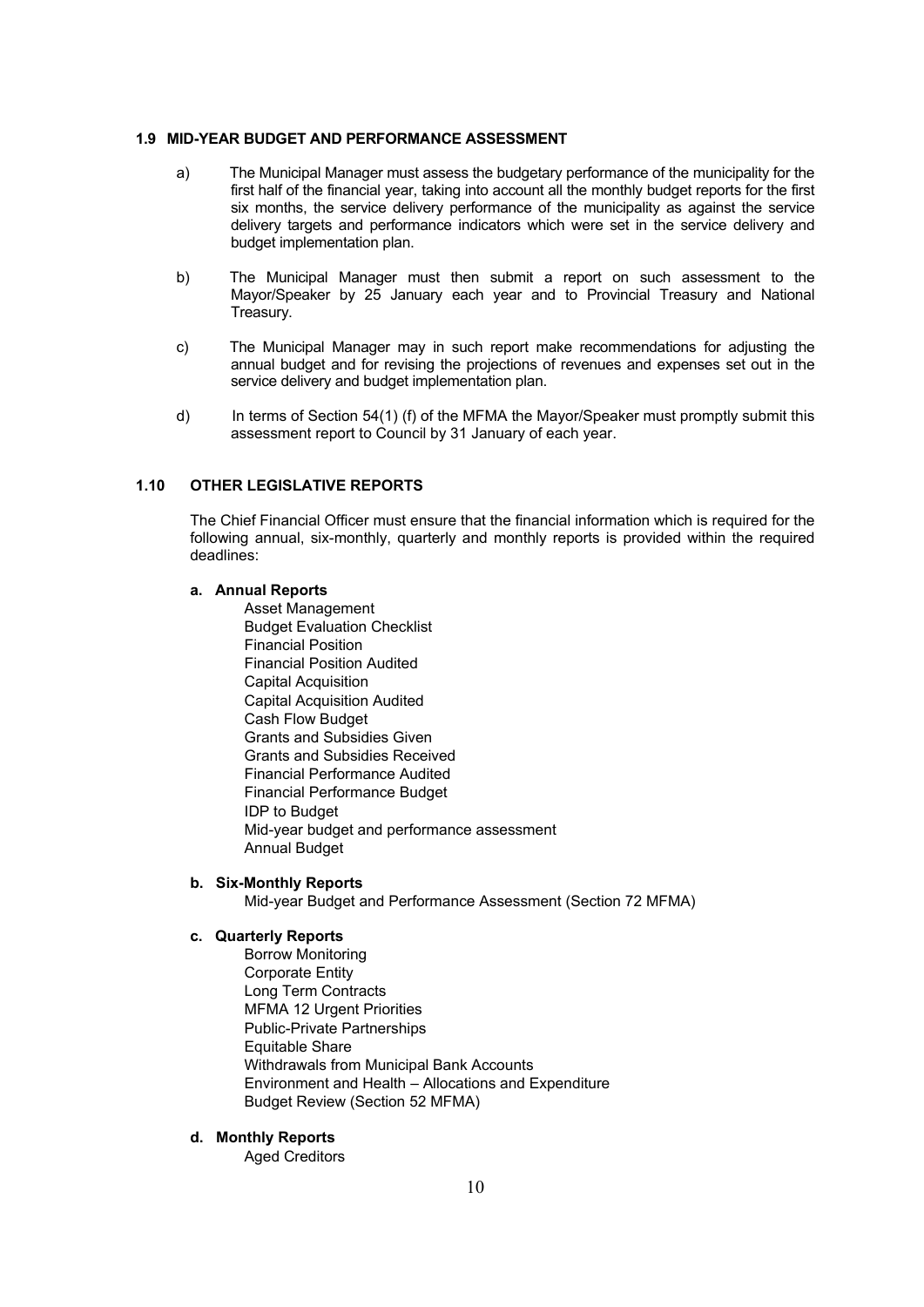### 1.9 MID-YEAR BUDGET AND PERFORMANCE ASSESSMENT

a) The Municipal Manager must assess the budgetary performance of the municipality for the first half of the financial year, taking into account all the monthly budget reports for the first six months, the service delivery performance of the municipality as against the service delivery targets and performance indicators which were set in the service delivery and budget implementation plan.

b) The Municipal Manager must then submit a report on such assessment to the Mayor/Speaker by 25 January each year and to Provincial Treasury and National Treasury.

c) The Municipal Manager may in such report make recommendations for adjusting the annual budget and for revising the projections of revenues and expenses set out in the service delivery and budget implementation plan.

d) In terms of Section 54(1) (f) of the MFMA the Mayor/Speaker must promptly submit this assessment report to Council by 31 January of each year.

### 1.10 OTHER LEGISLATIVE REPORTS

The Chief Financial Officer must ensure that the financial information which is required for the following annual, six-monthly, quarterly and monthly reports is provided within the required deadlines:

**a. Annual Reports**

Asset Management
Budget Evaluation Checklist
Financial Position
Financial Position Audited
Capital Acquisition
Capital Acquisition Audited
Cash Flow Budget
Grants and Subsidies Given
Grants and Subsidies Received
Financial Performance Audited
Financial Performance Budget
IDP to Budget
Mid-year budget and performance assessment
Annual Budget

**b. Six-Monthly Reports**

Mid-year Budget and Performance Assessment (Section 72 MFMA)

**c. Quarterly Reports**

Borrow Monitoring
Corporate Entity
Long Term Contracts
MFMA 12 Urgent Priorities
Public-Private Partnerships
Equitable Share
Withdrawals from Municipal Bank Accounts
Environment and Health – Allocations and Expenditure
Budget Review (Section 52 MFMA)

**d. Monthly Reports**

Aged Creditors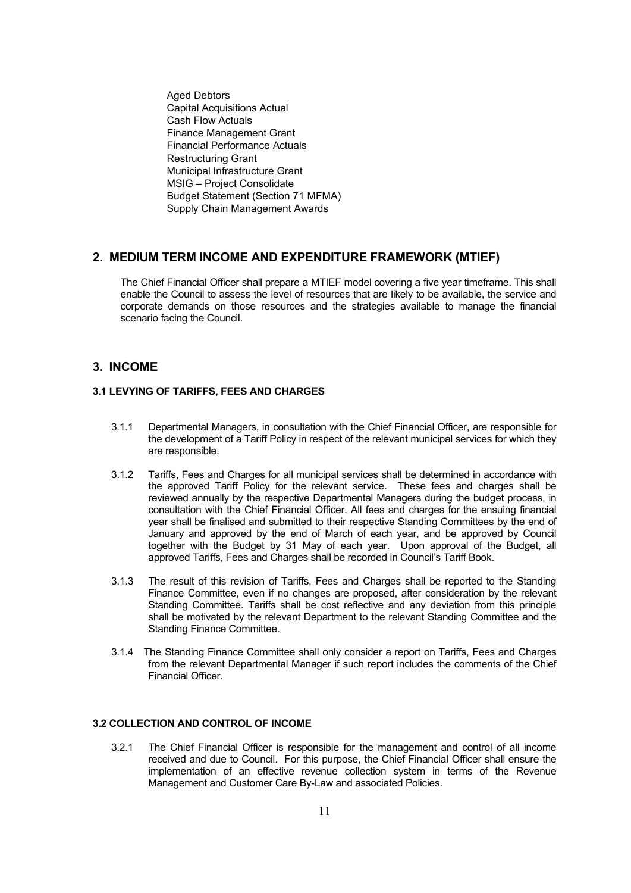Aged Debtors
Capital Acquisitions Actual
Cash Flow Actuals
Finance Management Grant
Financial Performance Actuals
Restructuring Grant
Municipal Infrastructure Grant
MSIG – Project Consolidate
Budget Statement (Section 71 MFMA)
Supply Chain Management Awards

## 2. MEDIUM TERM INCOME AND EXPENDITURE FRAMEWORK (MTIEF)

The Chief Financial Officer shall prepare a MTIEF model covering a five year timeframe. This shall enable the Council to assess the level of resources that are likely to be available, the service and corporate demands on those resources and the strategies available to manage the financial scenario facing the Council.

## 3. INCOME

### 3.1 LEVYING OF TARIFFS, FEES AND CHARGES

3.1.1 Departmental Managers, in consultation with the Chief Financial Officer, are responsible for the development of a Tariff Policy in respect of the relevant municipal services for which they are responsible.

3.1.2 Tariffs, Fees and Charges for all municipal services shall be determined in accordance with the approved Tariff Policy for the relevant service. These fees and charges shall be reviewed annually by the respective Departmental Managers during the budget process, in consultation with the Chief Financial Officer. All fees and charges for the ensuing financial year shall be finalised and submitted to their respective Standing Committees by the end of January and approved by the end of March of each year, and be approved by Council together with the Budget by 31 May of each year. Upon approval of the Budget, all approved Tariffs, Fees and Charges shall be recorded in Council's Tariff Book.

3.1.3 The result of this revision of Tariffs, Fees and Charges shall be reported to the Standing Finance Committee, even if no changes are proposed, after consideration by the relevant Standing Committee. Tariffs shall be cost reflective and any deviation from this principle shall be motivated by the relevant Department to the relevant Standing Committee and the Standing Finance Committee.

3.1.4 The Standing Finance Committee shall only consider a report on Tariffs, Fees and Charges from the relevant Departmental Manager if such report includes the comments of the Chief Financial Officer.

### 3.2 COLLECTION AND CONTROL OF INCOME

3.2.1 The Chief Financial Officer is responsible for the management and control of all income received and due to Council. For this purpose, the Chief Financial Officer shall ensure the implementation of an effective revenue collection system in terms of the Revenue Management and Customer Care By-Law and associated Policies.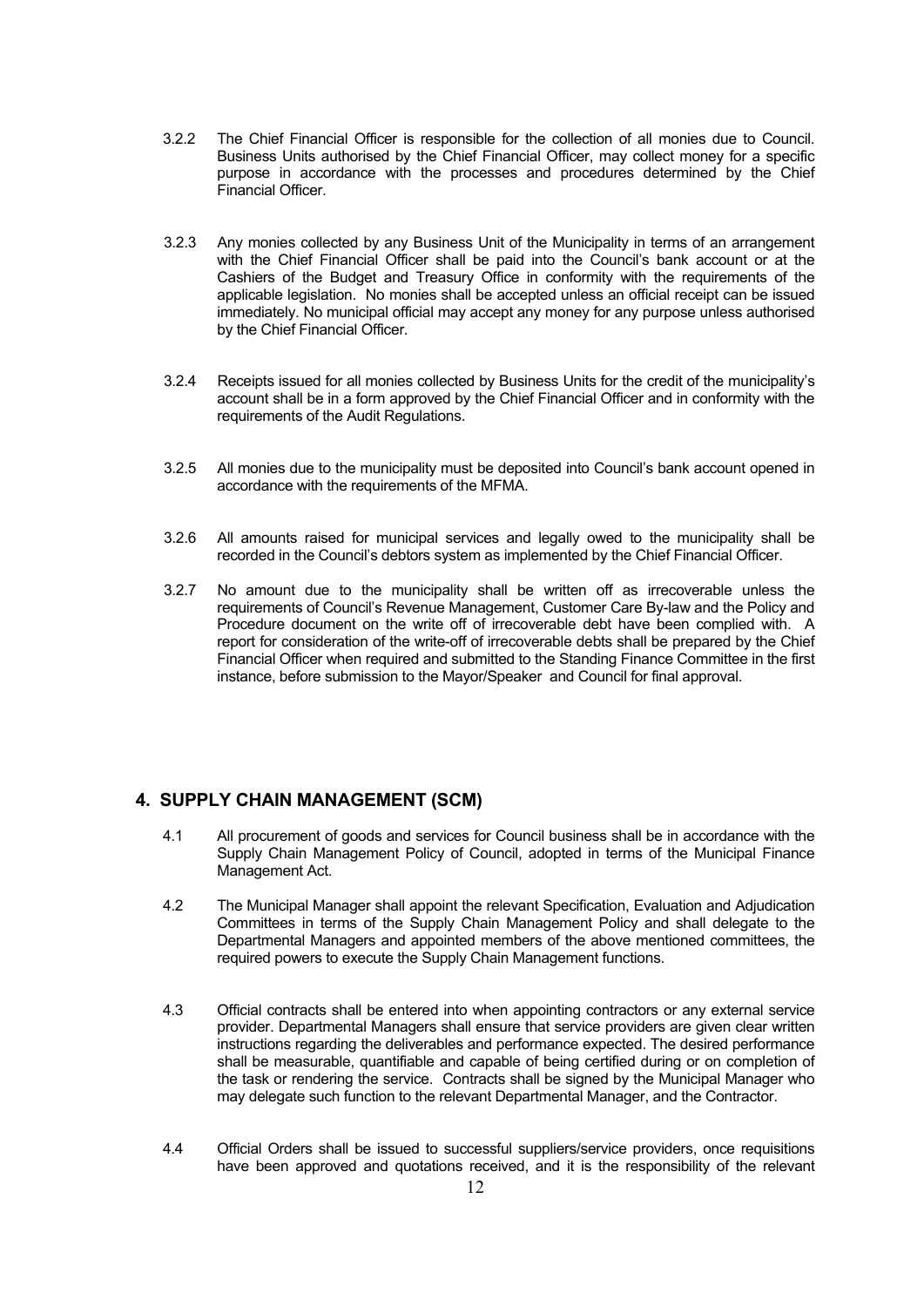3.2.2 The Chief Financial Officer is responsible for the collection of all monies due to Council. Business Units authorised by the Chief Financial Officer, may collect money for a specific purpose in accordance with the processes and procedures determined by the Chief Financial Officer.

3.2.3 Any monies collected by any Business Unit of the Municipality in terms of an arrangement with the Chief Financial Officer shall be paid into the Council's bank account or at the Cashiers of the Budget and Treasury Office in conformity with the requirements of the applicable legislation. No monies shall be accepted unless an official receipt can be issued immediately. No municipal official may accept any money for any purpose unless authorised by the Chief Financial Officer.

3.2.4 Receipts issued for all monies collected by Business Units for the credit of the municipality's account shall be in a form approved by the Chief Financial Officer and in conformity with the requirements of the Audit Regulations.

3.2.5 All monies due to the municipality must be deposited into Council's bank account opened in accordance with the requirements of the MFMA.

3.2.6 All amounts raised for municipal services and legally owed to the municipality shall be recorded in the Council's debtors system as implemented by the Chief Financial Officer.

3.2.7 No amount due to the municipality shall be written off as irrecoverable unless the requirements of Council's Revenue Management, Customer Care By-law and the Policy and Procedure document on the write off of irrecoverable debt have been complied with. A report for consideration of the write-off of irrecoverable debts shall be prepared by the Chief Financial Officer when required and submitted to the Standing Finance Committee in the first instance, before submission to the Mayor/Speaker and Council for final approval.

## 4. SUPPLY CHAIN MANAGEMENT (SCM)

4.1 All procurement of goods and services for Council business shall be in accordance with the Supply Chain Management Policy of Council, adopted in terms of the Municipal Finance Management Act.

4.2 The Municipal Manager shall appoint the relevant Specification, Evaluation and Adjudication Committees in terms of the Supply Chain Management Policy and shall delegate to the Departmental Managers and appointed members of the above mentioned committees, the required powers to execute the Supply Chain Management functions.

4.3 Official contracts shall be entered into when appointing contractors or any external service provider. Departmental Managers shall ensure that service providers are given clear written instructions regarding the deliverables and performance expected. The desired performance shall be measurable, quantifiable and capable of being certified during or on completion of the task or rendering the service. Contracts shall be signed by the Municipal Manager who may delegate such function to the relevant Departmental Manager, and the Contractor.

4.4 Official Orders shall be issued to successful suppliers/service providers, once requisitions have been approved and quotations received, and it is the responsibility of the relevant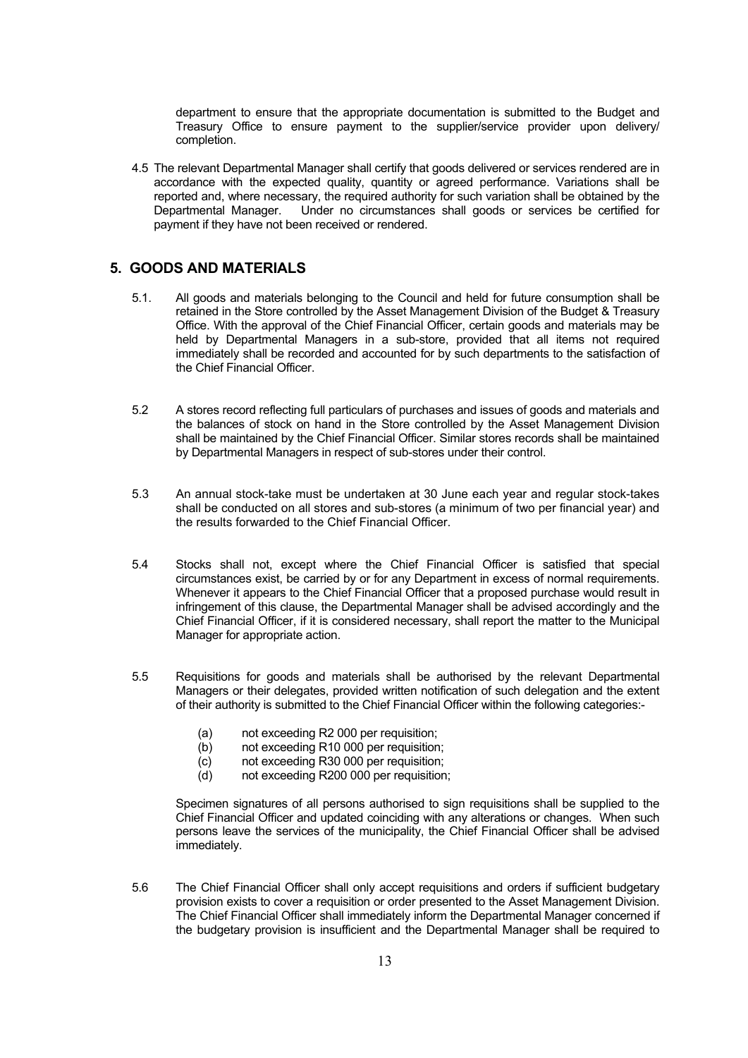department to ensure that the appropriate documentation is submitted to the Budget and Treasury Office to ensure payment to the supplier/service provider upon delivery/ completion.

4.5 The relevant Departmental Manager shall certify that goods delivered or services rendered are in accordance with the expected quality, quantity or agreed performance. Variations shall be reported and, where necessary, the required authority for such variation shall be obtained by the Departmental Manager. Under no circumstances shall goods or services be certified for payment if they have not been received or rendered.

## 5. GOODS AND MATERIALS

5.1. All goods and materials belonging to the Council and held for future consumption shall be retained in the Store controlled by the Asset Management Division of the Budget & Treasury Office. With the approval of the Chief Financial Officer, certain goods and materials may be held by Departmental Managers in a sub-store, provided that all items not required immediately shall be recorded and accounted for by such departments to the satisfaction of the Chief Financial Officer.

5.2 A stores record reflecting full particulars of purchases and issues of goods and materials and the balances of stock on hand in the Store controlled by the Asset Management Division shall be maintained by the Chief Financial Officer. Similar stores records shall be maintained by Departmental Managers in respect of sub-stores under their control.

5.3 An annual stock-take must be undertaken at 30 June each year and regular stock-takes shall be conducted on all stores and sub-stores (a minimum of two per financial year) and the results forwarded to the Chief Financial Officer.

5.4 Stocks shall not, except where the Chief Financial Officer is satisfied that special circumstances exist, be carried by or for any Department in excess of normal requirements. Whenever it appears to the Chief Financial Officer that a proposed purchase would result in infringement of this clause, the Departmental Manager shall be advised accordingly and the Chief Financial Officer, if it is considered necessary, shall report the matter to the Municipal Manager for appropriate action.

5.5 Requisitions for goods and materials shall be authorised by the relevant Departmental Managers or their delegates, provided written notification of such delegation and the extent of their authority is submitted to the Chief Financial Officer within the following categories:-

(a) not exceeding R2 000 per requisition;
(b) not exceeding R10 000 per requisition;
(c) not exceeding R30 000 per requisition;
(d) not exceeding R200 000 per requisition;

Specimen signatures of all persons authorised to sign requisitions shall be supplied to the Chief Financial Officer and updated coinciding with any alterations or changes. When such persons leave the services of the municipality, the Chief Financial Officer shall be advised immediately.

5.6 The Chief Financial Officer shall only accept requisitions and orders if sufficient budgetary provision exists to cover a requisition or order presented to the Asset Management Division. The Chief Financial Officer shall immediately inform the Departmental Manager concerned if the budgetary provision is insufficient and the Departmental Manager shall be required to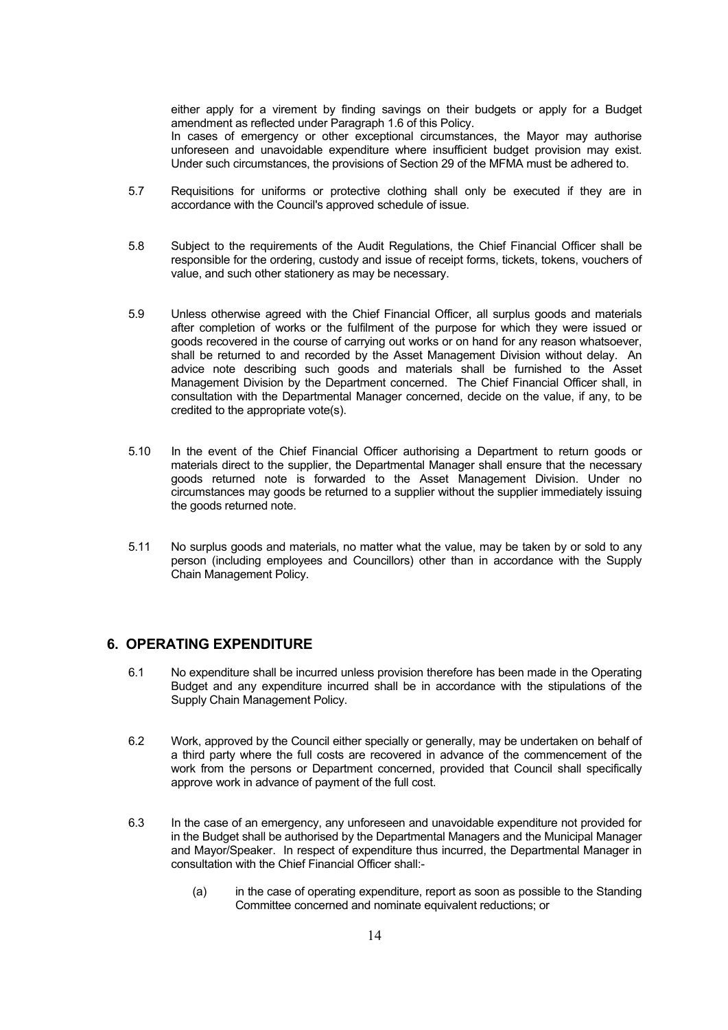either apply for a virement by finding savings on their budgets or apply for a Budget amendment as reflected under Paragraph 1.6 of this Policy.
In cases of emergency or other exceptional circumstances, the Mayor may authorise unforeseen and unavoidable expenditure where insufficient budget provision may exist. Under such circumstances, the provisions of Section 29 of the MFMA must be adhered to.

5.7 Requisitions for uniforms or protective clothing shall only be executed if they are in accordance with the Council's approved schedule of issue.

5.8 Subject to the requirements of the Audit Regulations, the Chief Financial Officer shall be responsible for the ordering, custody and issue of receipt forms, tickets, tokens, vouchers of value, and such other stationery as may be necessary.

5.9 Unless otherwise agreed with the Chief Financial Officer, all surplus goods and materials after completion of works or the fulfilment of the purpose for which they were issued or goods recovered in the course of carrying out works or on hand for any reason whatsoever, shall be returned to and recorded by the Asset Management Division without delay. An advice note describing such goods and materials shall be furnished to the Asset Management Division by the Department concerned. The Chief Financial Officer shall, in consultation with the Departmental Manager concerned, decide on the value, if any, to be credited to the appropriate vote(s).

5.10 In the event of the Chief Financial Officer authorising a Department to return goods or materials direct to the supplier, the Departmental Manager shall ensure that the necessary goods returned note is forwarded to the Asset Management Division. Under no circumstances may goods be returned to a supplier without the supplier immediately issuing the goods returned note.

5.11 No surplus goods and materials, no matter what the value, may be taken by or sold to any person (including employees and Councillors) other than in accordance with the Supply Chain Management Policy.

## 6. OPERATING EXPENDITURE

6.1 No expenditure shall be incurred unless provision therefore has been made in the Operating Budget and any expenditure incurred shall be in accordance with the stipulations of the Supply Chain Management Policy.

6.2 Work, approved by the Council either specially or generally, may be undertaken on behalf of a third party where the full costs are recovered in advance of the commencement of the work from the persons or Department concerned, provided that Council shall specifically approve work in advance of payment of the full cost.

6.3 In the case of an emergency, any unforeseen and unavoidable expenditure not provided for in the Budget shall be authorised by the Departmental Managers and the Municipal Manager and Mayor/Speaker. In respect of expenditure thus incurred, the Departmental Manager in consultation with the Chief Financial Officer shall:-

(a) in the case of operating expenditure, report as soon as possible to the Standing Committee concerned and nominate equivalent reductions; or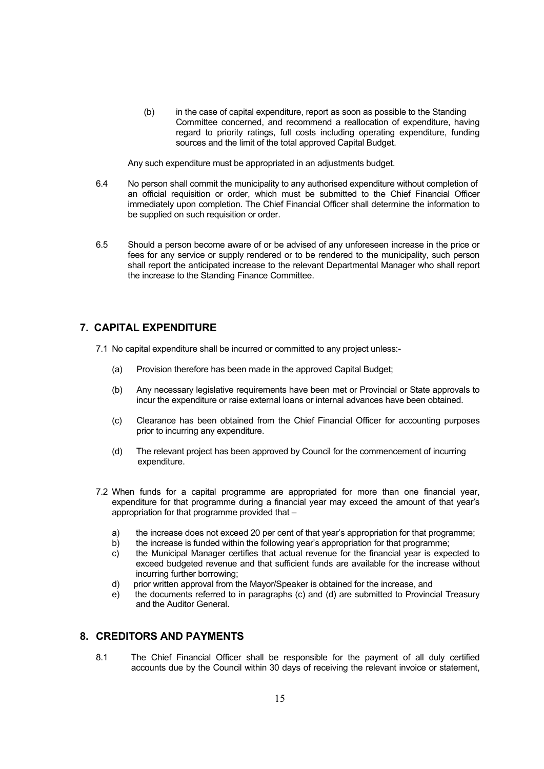(b) in the case of capital expenditure, report as soon as possible to the Standing Committee concerned, and recommend a reallocation of expenditure, having regard to priority ratings, full costs including operating expenditure, funding sources and the limit of the total approved Capital Budget.

Any such expenditure must be appropriated in an adjustments budget.

6.4 No person shall commit the municipality to any authorised expenditure without completion of an official requisition or order, which must be submitted to the Chief Financial Officer immediately upon completion. The Chief Financial Officer shall determine the information to be supplied on such requisition or order.

6.5 Should a person become aware of or be advised of any unforeseen increase in the price or fees for any service or supply rendered or to be rendered to the municipality, such person shall report the anticipated increase to the relevant Departmental Manager who shall report the increase to the Standing Finance Committee.

## 7. CAPITAL EXPENDITURE

7.1 No capital expenditure shall be incurred or committed to any project unless:-

(a) Provision therefore has been made in the approved Capital Budget;

(b) Any necessary legislative requirements have been met or Provincial or State approvals to incur the expenditure or raise external loans or internal advances have been obtained.

(c) Clearance has been obtained from the Chief Financial Officer for accounting purposes prior to incurring any expenditure.

(d) The relevant project has been approved by Council for the commencement of incurring expenditure.

7.2 When funds for a capital programme are appropriated for more than one financial year, expenditure for that programme during a financial year may exceed the amount of that year's appropriation for that programme provided that –

a) the increase does not exceed 20 per cent of that year's appropriation for that programme;
b) the increase is funded within the following year's appropriation for that programme;
c) the Municipal Manager certifies that actual revenue for the financial year is expected to exceed budgeted revenue and that sufficient funds are available for the increase without incurring further borrowing;
d) prior written approval from the Mayor/Speaker is obtained for the increase, and
e) the documents referred to in paragraphs (c) and (d) are submitted to Provincial Treasury and the Auditor General.

## 8. CREDITORS AND PAYMENTS

8.1 The Chief Financial Officer shall be responsible for the payment of all duly certified accounts due by the Council within 30 days of receiving the relevant invoice or statement,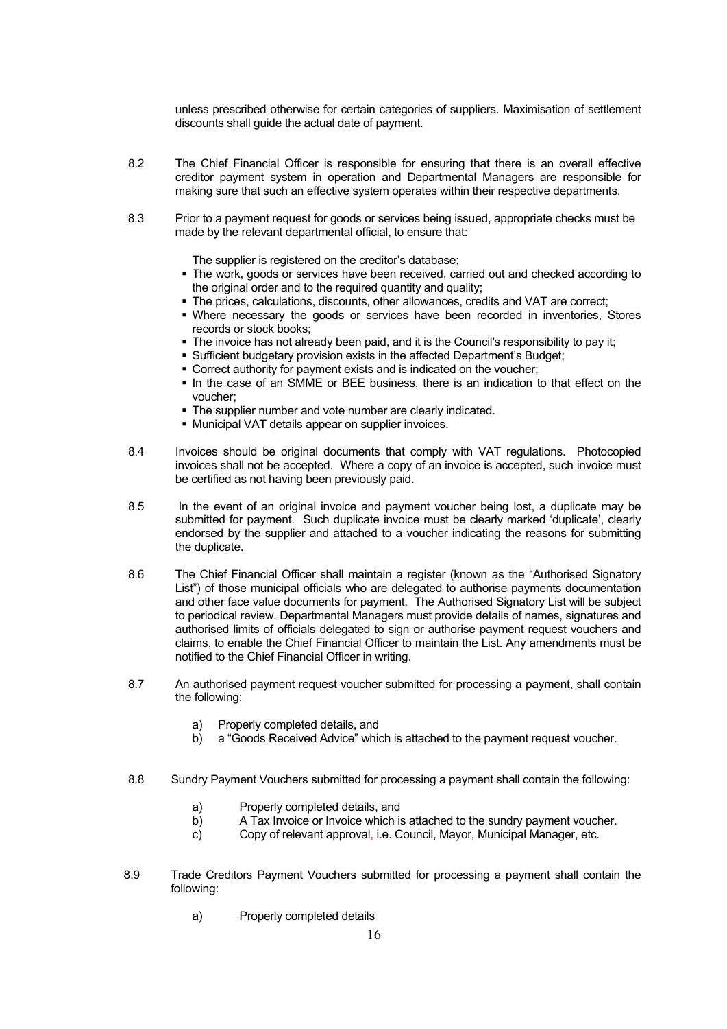unless prescribed otherwise for certain categories of suppliers. Maximisation of settlement discounts shall guide the actual date of payment.

8.2 The Chief Financial Officer is responsible for ensuring that there is an overall effective creditor payment system in operation and Departmental Managers are responsible for making sure that such an effective system operates within their respective departments.

8.3 Prior to a payment request for goods or services being issued, appropriate checks must be made by the relevant departmental official, to ensure that:

The supplier is registered on the creditor's database;

- The work, goods or services have been received, carried out and checked according to the original order and to the required quantity and quality;
- The prices, calculations, discounts, other allowances, credits and VAT are correct;
- Where necessary the goods or services have been recorded in inventories, Stores records or stock books;
- The invoice has not already been paid, and it is the Council's responsibility to pay it;
- Sufficient budgetary provision exists in the affected Department's Budget;
- Correct authority for payment exists and is indicated on the voucher;
- In the case of an SMME or BEE business, there is an indication to that effect on the voucher;
- The supplier number and vote number are clearly indicated.
- Municipal VAT details appear on supplier invoices.

8.4 Invoices should be original documents that comply with VAT regulations. Photocopied invoices shall not be accepted. Where a copy of an invoice is accepted, such invoice must be certified as not having been previously paid.

8.5 In the event of an original invoice and payment voucher being lost, a duplicate may be submitted for payment. Such duplicate invoice must be clearly marked 'duplicate', clearly endorsed by the supplier and attached to a voucher indicating the reasons for submitting the duplicate.

8.6 The Chief Financial Officer shall maintain a register (known as the "Authorised Signatory List") of those municipal officials who are delegated to authorise payments documentation and other face value documents for payment. The Authorised Signatory List will be subject to periodical review. Departmental Managers must provide details of names, signatures and authorised limits of officials delegated to sign or authorise payment request vouchers and claims, to enable the Chief Financial Officer to maintain the List. Any amendments must be notified to the Chief Financial Officer in writing.

8.7 An authorised payment request voucher submitted for processing a payment, shall contain the following:

a) Properly completed details, and
b) a "Goods Received Advice" which is attached to the payment request voucher.

8.8 Sundry Payment Vouchers submitted for processing a payment shall contain the following:

a) Properly completed details, and
b) A Tax Invoice or Invoice which is attached to the sundry payment voucher.
c) Copy of relevant approval, i.e. Council, Mayor, Municipal Manager, etc.

8.9 Trade Creditors Payment Vouchers submitted for processing a payment shall contain the following:

a) Properly completed details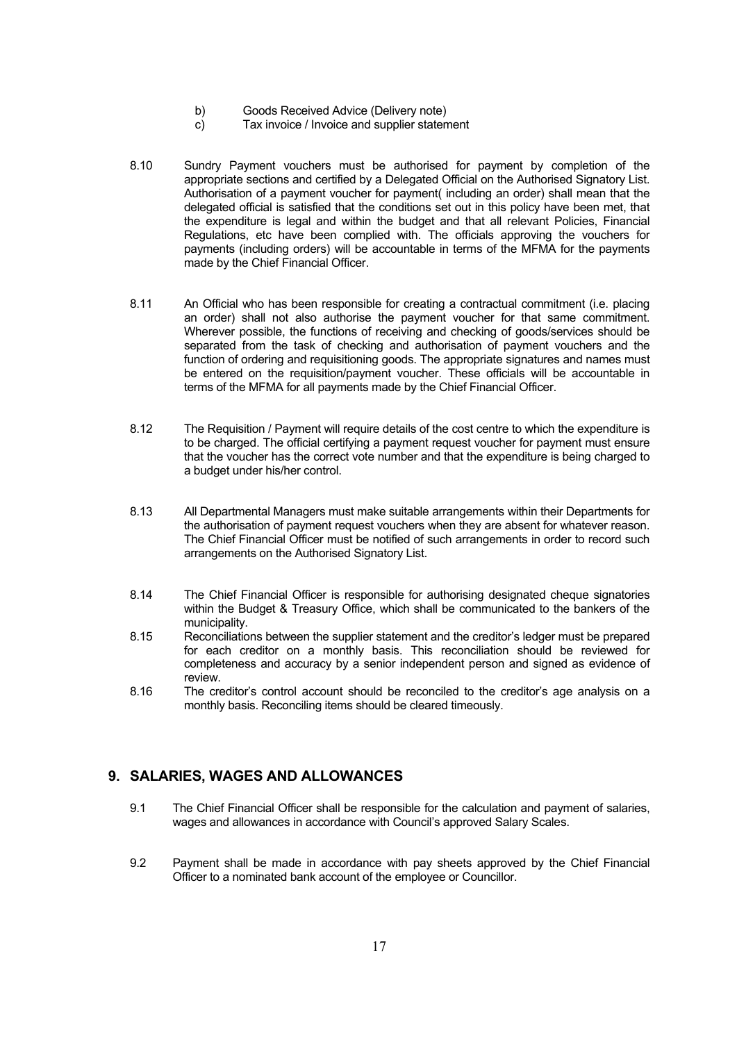b) Goods Received Advice (Delivery note)

c) Tax invoice / Invoice and supplier statement

8.10 Sundry Payment vouchers must be authorised for payment by completion of the appropriate sections and certified by a Delegated Official on the Authorised Signatory List. Authorisation of a payment voucher for payment( including an order) shall mean that the delegated official is satisfied that the conditions set out in this policy have been met, that the expenditure is legal and within the budget and that all relevant Policies, Financial Regulations, etc have been complied with. The officials approving the vouchers for payments (including orders) will be accountable in terms of the MFMA for the payments made by the Chief Financial Officer.

8.11 An Official who has been responsible for creating a contractual commitment (i.e. placing an order) shall not also authorise the payment voucher for that same commitment. Wherever possible, the functions of receiving and checking of goods/services should be separated from the task of checking and authorisation of payment vouchers and the function of ordering and requisitioning goods. The appropriate signatures and names must be entered on the requisition/payment voucher. These officials will be accountable in terms of the MFMA for all payments made by the Chief Financial Officer.

8.12 The Requisition / Payment will require details of the cost centre to which the expenditure is to be charged. The official certifying a payment request voucher for payment must ensure that the voucher has the correct vote number and that the expenditure is being charged to a budget under his/her control.

8.13 All Departmental Managers must make suitable arrangements within their Departments for the authorisation of payment request vouchers when they are absent for whatever reason. The Chief Financial Officer must be notified of such arrangements in order to record such arrangements on the Authorised Signatory List.

8.14 The Chief Financial Officer is responsible for authorising designated cheque signatories within the Budget & Treasury Office, which shall be communicated to the bankers of the municipality.

8.15 Reconciliations between the supplier statement and the creditor's ledger must be prepared for each creditor on a monthly basis. This reconciliation should be reviewed for completeness and accuracy by a senior independent person and signed as evidence of review.

8.16 The creditor's control account should be reconciled to the creditor's age analysis on a monthly basis. Reconciling items should be cleared timeously.

## 9. SALARIES, WAGES AND ALLOWANCES

9.1 The Chief Financial Officer shall be responsible for the calculation and payment of salaries, wages and allowances in accordance with Council's approved Salary Scales.

9.2 Payment shall be made in accordance with pay sheets approved by the Chief Financial Officer to a nominated bank account of the employee or Councillor.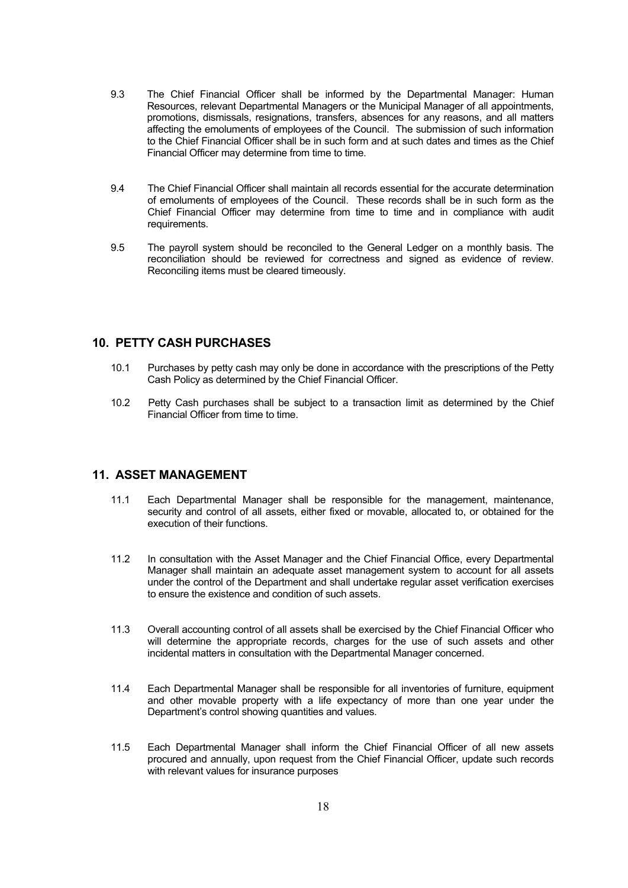9.3 The Chief Financial Officer shall be informed by the Departmental Manager: Human Resources, relevant Departmental Managers or the Municipal Manager of all appointments, promotions, dismissals, resignations, transfers, absences for any reasons, and all matters affecting the emoluments of employees of the Council. The submission of such information to the Chief Financial Officer shall be in such form and at such dates and times as the Chief Financial Officer may determine from time to time.

9.4 The Chief Financial Officer shall maintain all records essential for the accurate determination of emoluments of employees of the Council. These records shall be in such form as the Chief Financial Officer may determine from time to time and in compliance with audit requirements.

9.5 The payroll system should be reconciled to the General Ledger on a monthly basis. The reconciliation should be reviewed for correctness and signed as evidence of review. Reconciling items must be cleared timeously.

## 10. PETTY CASH PURCHASES

10.1 Purchases by petty cash may only be done in accordance with the prescriptions of the Petty Cash Policy as determined by the Chief Financial Officer.

10.2 Petty Cash purchases shall be subject to a transaction limit as determined by the Chief Financial Officer from time to time.

## 11. ASSET MANAGEMENT

11.1 Each Departmental Manager shall be responsible for the management, maintenance, security and control of all assets, either fixed or movable, allocated to, or obtained for the execution of their functions.

11.2 In consultation with the Asset Manager and the Chief Financial Office, every Departmental Manager shall maintain an adequate asset management system to account for all assets under the control of the Department and shall undertake regular asset verification exercises to ensure the existence and condition of such assets.

11.3 Overall accounting control of all assets shall be exercised by the Chief Financial Officer who will determine the appropriate records, charges for the use of such assets and other incidental matters in consultation with the Departmental Manager concerned.

11.4 Each Departmental Manager shall be responsible for all inventories of furniture, equipment and other movable property with a life expectancy of more than one year under the Department's control showing quantities and values.

11.5 Each Departmental Manager shall inform the Chief Financial Officer of all new assets procured and annually, upon request from the Chief Financial Officer, update such records with relevant values for insurance purposes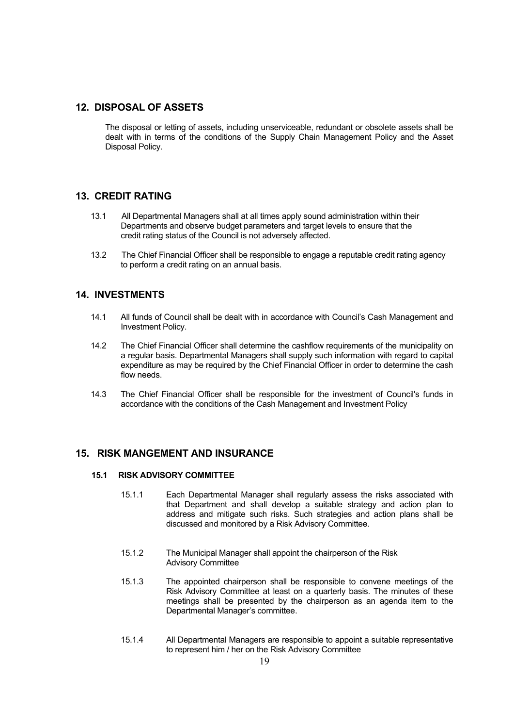## 12. DISPOSAL OF ASSETS

The disposal or letting of assets, including unserviceable, redundant or obsolete assets shall be dealt with in terms of the conditions of the Supply Chain Management Policy and the Asset Disposal Policy.

## 13. CREDIT RATING

13.1 All Departmental Managers shall at all times apply sound administration within their Departments and observe budget parameters and target levels to ensure that the credit rating status of the Council is not adversely affected.

13.2 The Chief Financial Officer shall be responsible to engage a reputable credit rating agency to perform a credit rating on an annual basis.

## 14. INVESTMENTS

14.1 All funds of Council shall be dealt with in accordance with Council's Cash Management and Investment Policy.

14.2 The Chief Financial Officer shall determine the cashflow requirements of the municipality on a regular basis. Departmental Managers shall supply such information with regard to capital expenditure as may be required by the Chief Financial Officer in order to determine the cash flow needs.

14.3 The Chief Financial Officer shall be responsible for the investment of Council's funds in accordance with the conditions of the Cash Management and Investment Policy

## 15. RISK MANGEMENT AND INSURANCE

### 15.1 RISK ADVISORY COMMITTEE

15.1.1 Each Departmental Manager shall regularly assess the risks associated with that Department and shall develop a suitable strategy and action plan to address and mitigate such risks. Such strategies and action plans shall be discussed and monitored by a Risk Advisory Committee.

15.1.2 The Municipal Manager shall appoint the chairperson of the Risk Advisory Committee

15.1.3 The appointed chairperson shall be responsible to convene meetings of the Risk Advisory Committee at least on a quarterly basis. The minutes of these meetings shall be presented by the chairperson as an agenda item to the Departmental Manager's committee.

15.1.4 All Departmental Managers are responsible to appoint a suitable representative to represent him / her on the Risk Advisory Committee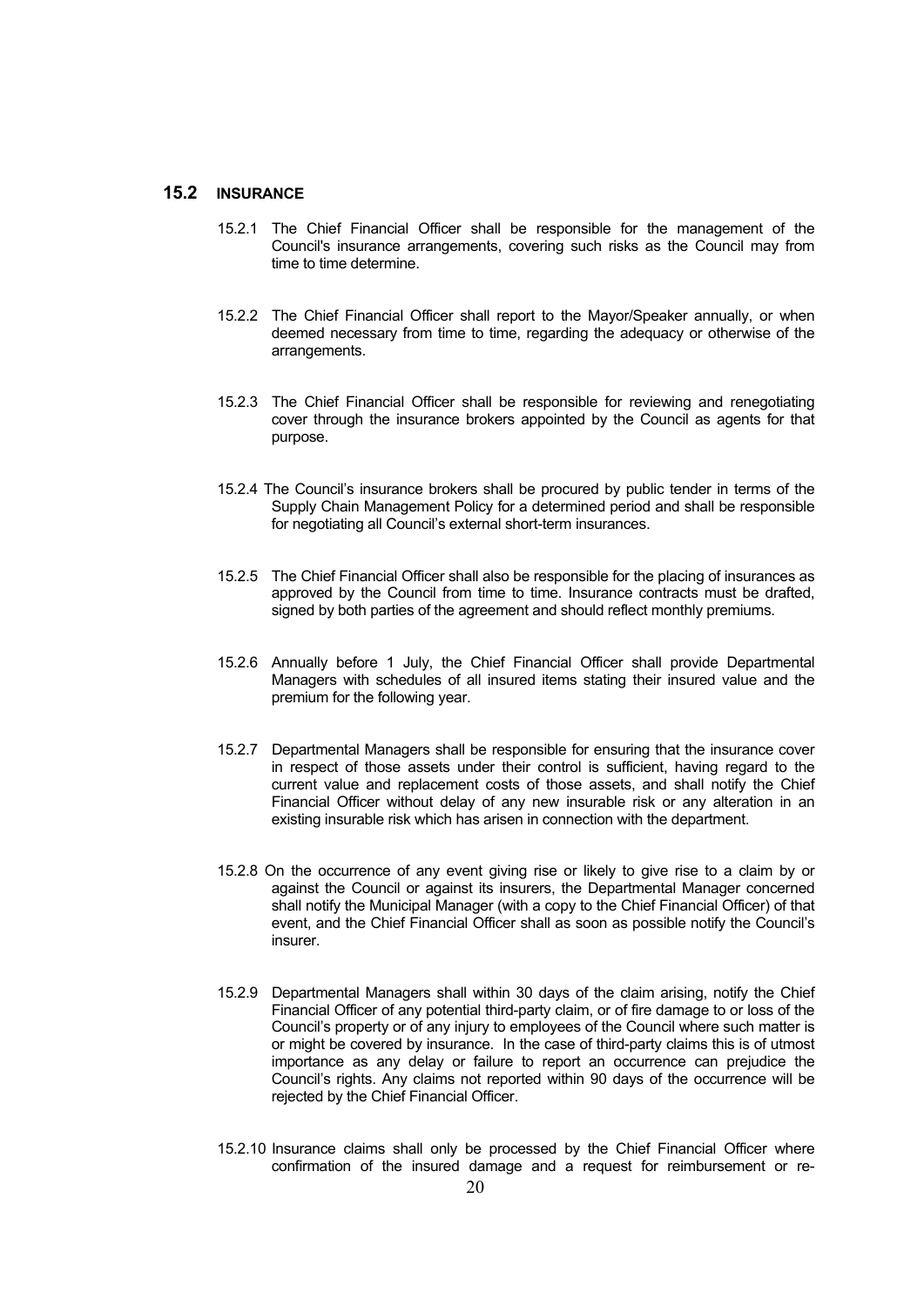## 15.2 INSURANCE

15.2.1 The Chief Financial Officer shall be responsible for the management of the Council's insurance arrangements, covering such risks as the Council may from time to time determine.

15.2.2 The Chief Financial Officer shall report to the Mayor/Speaker annually, or when deemed necessary from time to time, regarding the adequacy or otherwise of the arrangements.

15.2.3 The Chief Financial Officer shall be responsible for reviewing and renegotiating cover through the insurance brokers appointed by the Council as agents for that purpose.

15.2.4 The Council's insurance brokers shall be procured by public tender in terms of the Supply Chain Management Policy for a determined period and shall be responsible for negotiating all Council's external short-term insurances.

15.2.5 The Chief Financial Officer shall also be responsible for the placing of insurances as approved by the Council from time to time. Insurance contracts must be drafted, signed by both parties of the agreement and should reflect monthly premiums.

15.2.6 Annually before 1 July, the Chief Financial Officer shall provide Departmental Managers with schedules of all insured items stating their insured value and the premium for the following year.

15.2.7 Departmental Managers shall be responsible for ensuring that the insurance cover in respect of those assets under their control is sufficient, having regard to the current value and replacement costs of those assets, and shall notify the Chief Financial Officer without delay of any new insurable risk or any alteration in an existing insurable risk which has arisen in connection with the department.

15.2.8 On the occurrence of any event giving rise or likely to give rise to a claim by or against the Council or against its insurers, the Departmental Manager concerned shall notify the Municipal Manager (with a copy to the Chief Financial Officer) of that event, and the Chief Financial Officer shall as soon as possible notify the Council's insurer.

15.2.9 Departmental Managers shall within 30 days of the claim arising, notify the Chief Financial Officer of any potential third-party claim, or of fire damage to or loss of the Council's property or of any injury to employees of the Council where such matter is or might be covered by insurance. In the case of third-party claims this is of utmost importance as any delay or failure to report an occurrence can prejudice the Council's rights. Any claims not reported within 90 days of the occurrence will be rejected by the Chief Financial Officer.

15.2.10 Insurance claims shall only be processed by the Chief Financial Officer where confirmation of the insured damage and a request for reimbursement or re-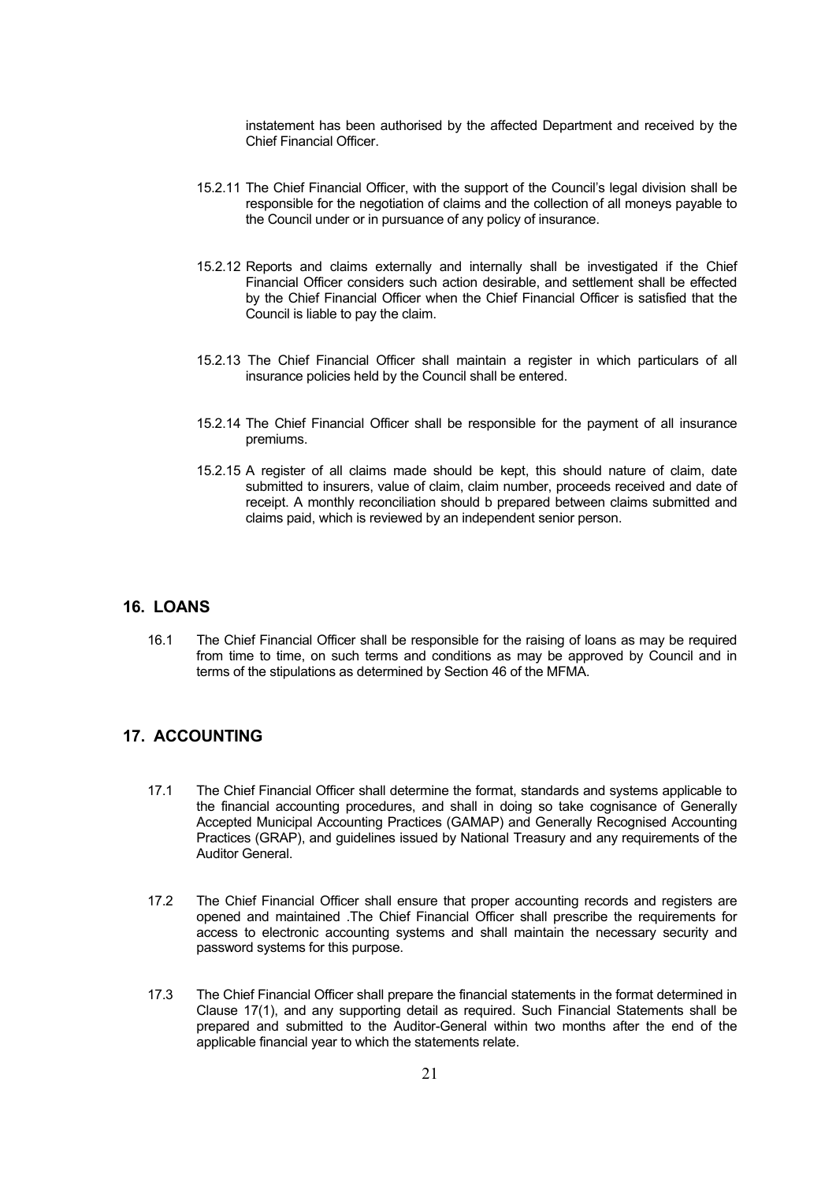instatement has been authorised by the affected Department and received by the Chief Financial Officer.

15.2.11 The Chief Financial Officer, with the support of the Council's legal division shall be responsible for the negotiation of claims and the collection of all moneys payable to the Council under or in pursuance of any policy of insurance.

15.2.12 Reports and claims externally and internally shall be investigated if the Chief Financial Officer considers such action desirable, and settlement shall be effected by the Chief Financial Officer when the Chief Financial Officer is satisfied that the Council is liable to pay the claim.

15.2.13 The Chief Financial Officer shall maintain a register in which particulars of all insurance policies held by the Council shall be entered.

15.2.14 The Chief Financial Officer shall be responsible for the payment of all insurance premiums.

15.2.15 A register of all claims made should be kept, this should nature of claim, date submitted to insurers, value of claim, claim number, proceeds received and date of receipt. A monthly reconciliation should b prepared between claims submitted and claims paid, which is reviewed by an independent senior person.

## 16. LOANS

16.1 The Chief Financial Officer shall be responsible for the raising of loans as may be required from time to time, on such terms and conditions as may be approved by Council and in terms of the stipulations as determined by Section 46 of the MFMA.

## 17. ACCOUNTING

17.1 The Chief Financial Officer shall determine the format, standards and systems applicable to the financial accounting procedures, and shall in doing so take cognisance of Generally Accepted Municipal Accounting Practices (GAMAP) and Generally Recognised Accounting Practices (GRAP), and guidelines issued by National Treasury and any requirements of the Auditor General.

17.2 The Chief Financial Officer shall ensure that proper accounting records and registers are opened and maintained .The Chief Financial Officer shall prescribe the requirements for access to electronic accounting systems and shall maintain the necessary security and password systems for this purpose.

17.3 The Chief Financial Officer shall prepare the financial statements in the format determined in Clause 17(1), and any supporting detail as required. Such Financial Statements shall be prepared and submitted to the Auditor-General within two months after the end of the applicable financial year to which the statements relate.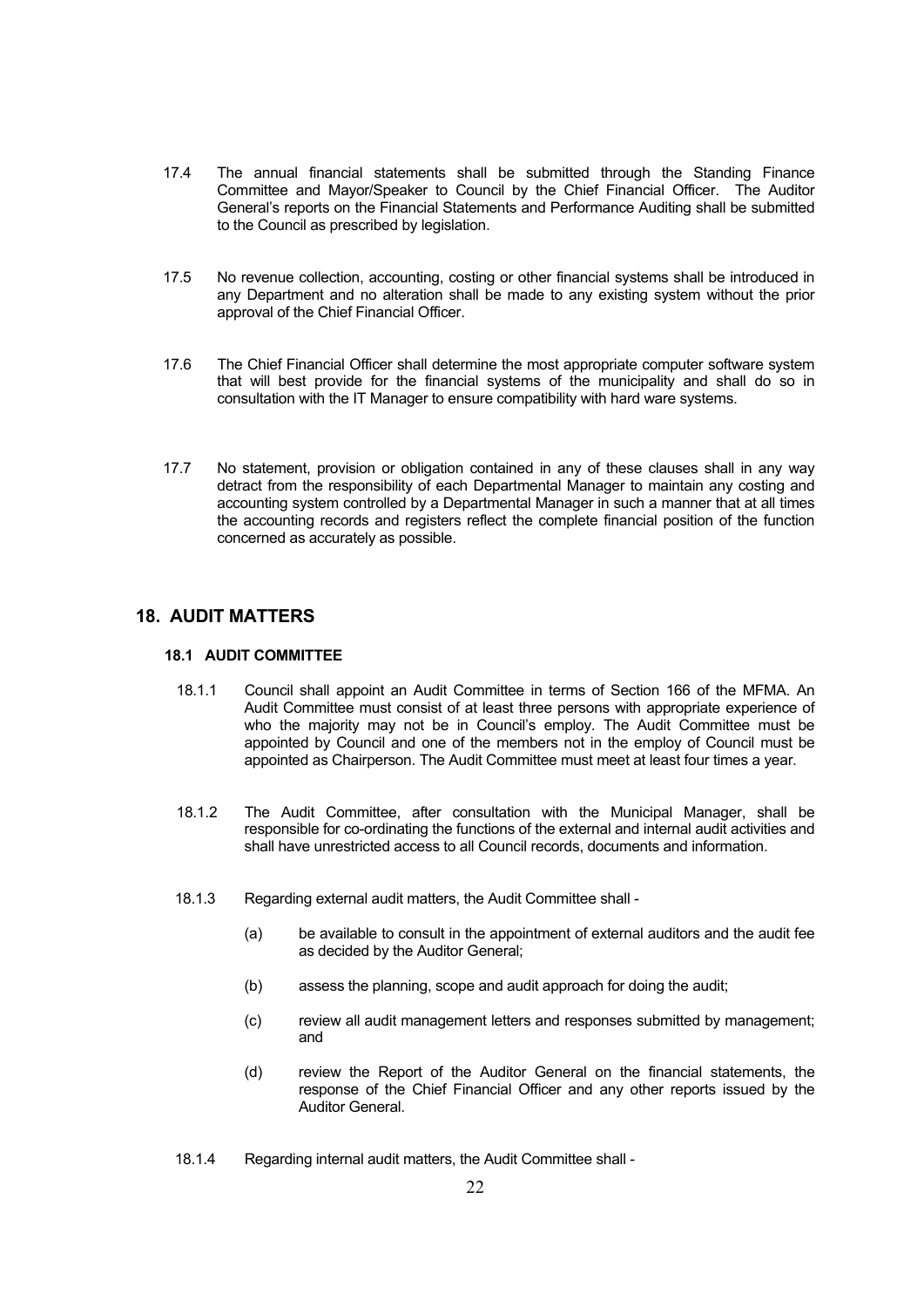17.4 The annual financial statements shall be submitted through the Standing Finance Committee and Mayor/Speaker to Council by the Chief Financial Officer. The Auditor General's reports on the Financial Statements and Performance Auditing shall be submitted to the Council as prescribed by legislation.

17.5 No revenue collection, accounting, costing or other financial systems shall be introduced in any Department and no alteration shall be made to any existing system without the prior approval of the Chief Financial Officer.

17.6 The Chief Financial Officer shall determine the most appropriate computer software system that will best provide for the financial systems of the municipality and shall do so in consultation with the IT Manager to ensure compatibility with hard ware systems.

17.7 No statement, provision or obligation contained in any of these clauses shall in any way detract from the responsibility of each Departmental Manager to maintain any costing and accounting system controlled by a Departmental Manager in such a manner that at all times the accounting records and registers reflect the complete financial position of the function concerned as accurately as possible.

## 18. AUDIT MATTERS

### 18.1 AUDIT COMMITTEE

18.1.1 Council shall appoint an Audit Committee in terms of Section 166 of the MFMA. An Audit Committee must consist of at least three persons with appropriate experience of who the majority may not be in Council's employ. The Audit Committee must be appointed by Council and one of the members not in the employ of Council must be appointed as Chairperson. The Audit Committee must meet at least four times a year.

18.1.2 The Audit Committee, after consultation with the Municipal Manager, shall be responsible for co-ordinating the functions of the external and internal audit activities and shall have unrestricted access to all Council records, documents and information.

18.1.3 Regarding external audit matters, the Audit Committee shall -

(a) be available to consult in the appointment of external auditors and the audit fee as decided by the Auditor General;

(b) assess the planning, scope and audit approach for doing the audit;

(c) review all audit management letters and responses submitted by management; and

(d) review the Report of the Auditor General on the financial statements, the response of the Chief Financial Officer and any other reports issued by the Auditor General.

18.1.4 Regarding internal audit matters, the Audit Committee shall -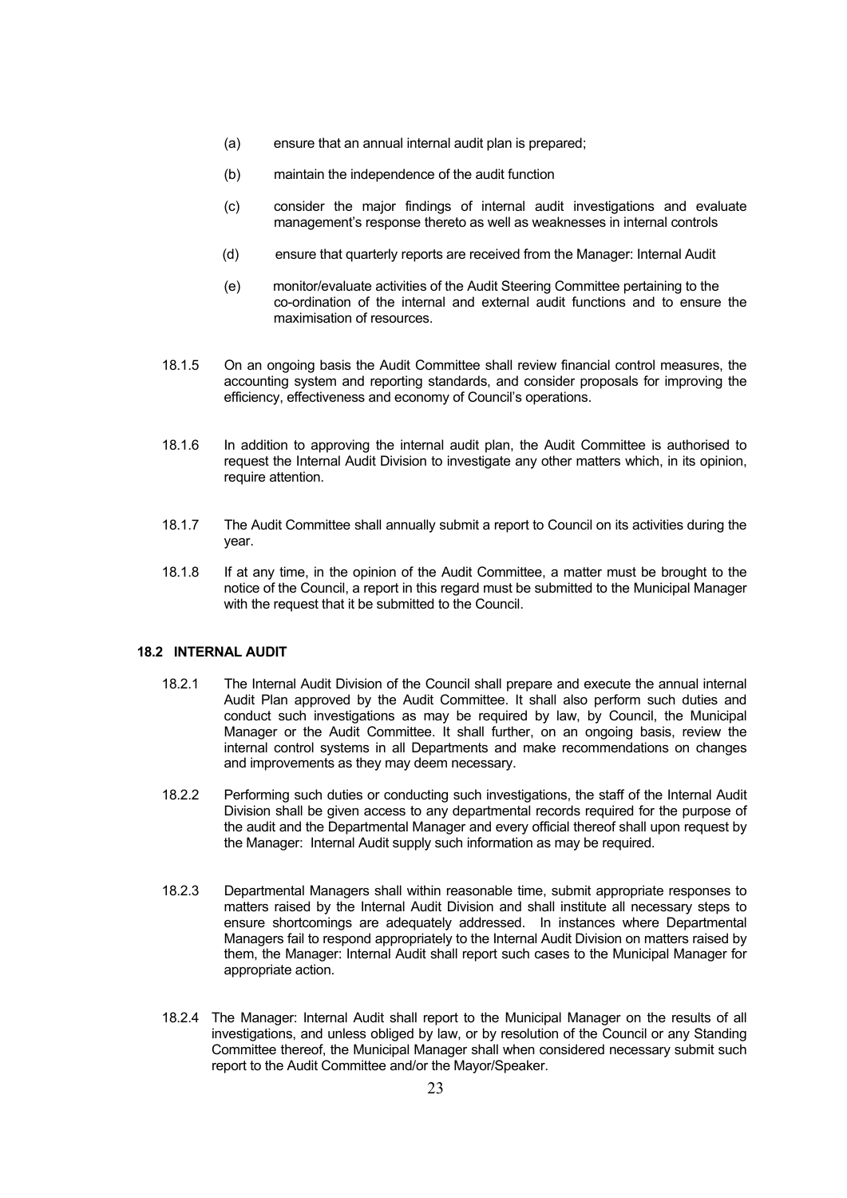(a) ensure that an annual internal audit plan is prepared;

(b) maintain the independence of the audit function

(c) consider the major findings of internal audit investigations and evaluate management's response thereto as well as weaknesses in internal controls

(d) ensure that quarterly reports are received from the Manager: Internal Audit

(e) monitor/evaluate activities of the Audit Steering Committee pertaining to the co-ordination of the internal and external audit functions and to ensure the maximisation of resources.

18.1.5 On an ongoing basis the Audit Committee shall review financial control measures, the accounting system and reporting standards, and consider proposals for improving the efficiency, effectiveness and economy of Council's operations.

18.1.6 In addition to approving the internal audit plan, the Audit Committee is authorised to request the Internal Audit Division to investigate any other matters which, in its opinion, require attention.

18.1.7 The Audit Committee shall annually submit a report to Council on its activities during the year.

18.1.8 If at any time, in the opinion of the Audit Committee, a matter must be brought to the notice of the Council, a report in this regard must be submitted to the Municipal Manager with the request that it be submitted to the Council.

### 18.2 INTERNAL AUDIT

18.2.1 The Internal Audit Division of the Council shall prepare and execute the annual internal Audit Plan approved by the Audit Committee. It shall also perform such duties and conduct such investigations as may be required by law, by Council, the Municipal Manager or the Audit Committee. It shall further, on an ongoing basis, review the internal control systems in all Departments and make recommendations on changes and improvements as they may deem necessary.

18.2.2 Performing such duties or conducting such investigations, the staff of the Internal Audit Division shall be given access to any departmental records required for the purpose of the audit and the Departmental Manager and every official thereof shall upon request by the Manager: Internal Audit supply such information as may be required.

18.2.3 Departmental Managers shall within reasonable time, submit appropriate responses to matters raised by the Internal Audit Division and shall institute all necessary steps to ensure shortcomings are adequately addressed. In instances where Departmental Managers fail to respond appropriately to the Internal Audit Division on matters raised by them, the Manager: Internal Audit shall report such cases to the Municipal Manager for appropriate action.

18.2.4 The Manager: Internal Audit shall report to the Municipal Manager on the results of all investigations, and unless obliged by law, or by resolution of the Council or any Standing Committee thereof, the Municipal Manager shall when considered necessary submit such report to the Audit Committee and/or the Mayor/Speaker.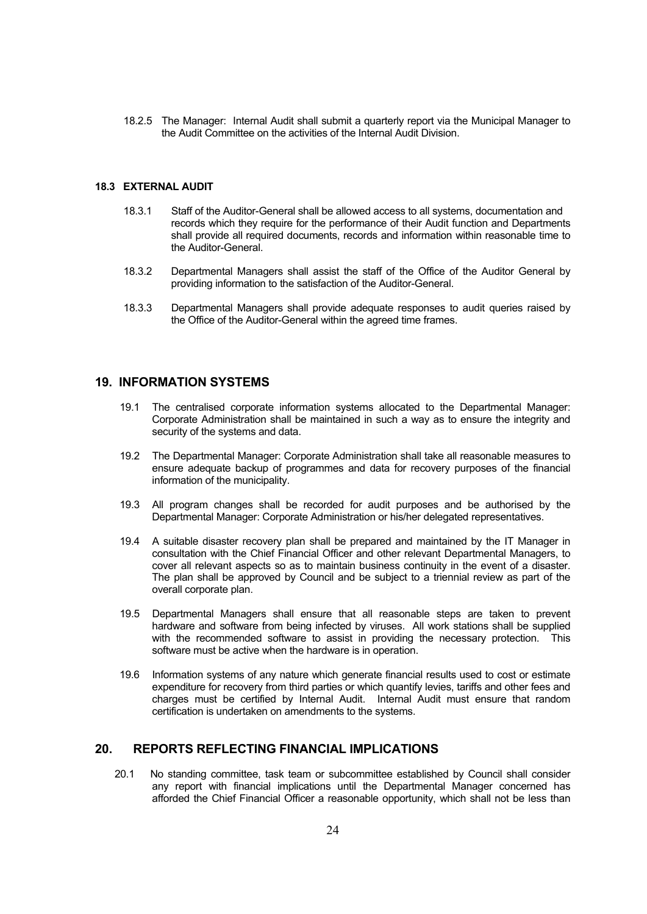18.2.5 The Manager: Internal Audit shall submit a quarterly report via the Municipal Manager to the Audit Committee on the activities of the Internal Audit Division.

### 18.3 EXTERNAL AUDIT

18.3.1 Staff of the Auditor-General shall be allowed access to all systems, documentation and records which they require for the performance of their Audit function and Departments shall provide all required documents, records and information within reasonable time to the Auditor-General.

18.3.2 Departmental Managers shall assist the staff of the Office of the Auditor General by providing information to the satisfaction of the Auditor-General.

18.3.3 Departmental Managers shall provide adequate responses to audit queries raised by the Office of the Auditor-General within the agreed time frames.

## 19. INFORMATION SYSTEMS

19.1 The centralised corporate information systems allocated to the Departmental Manager: Corporate Administration shall be maintained in such a way as to ensure the integrity and security of the systems and data.

19.2 The Departmental Manager: Corporate Administration shall take all reasonable measures to ensure adequate backup of programmes and data for recovery purposes of the financial information of the municipality.

19.3 All program changes shall be recorded for audit purposes and be authorised by the Departmental Manager: Corporate Administration or his/her delegated representatives.

19.4 A suitable disaster recovery plan shall be prepared and maintained by the IT Manager in consultation with the Chief Financial Officer and other relevant Departmental Managers, to cover all relevant aspects so as to maintain business continuity in the event of a disaster. The plan shall be approved by Council and be subject to a triennial review as part of the overall corporate plan.

19.5 Departmental Managers shall ensure that all reasonable steps are taken to prevent hardware and software from being infected by viruses. All work stations shall be supplied with the recommended software to assist in providing the necessary protection. This software must be active when the hardware is in operation.

19.6 Information systems of any nature which generate financial results used to cost or estimate expenditure for recovery from third parties or which quantify levies, tariffs and other fees and charges must be certified by Internal Audit. Internal Audit must ensure that random certification is undertaken on amendments to the systems.

## 20. REPORTS REFLECTING FINANCIAL IMPLICATIONS

20.1 No standing committee, task team or subcommittee established by Council shall consider any report with financial implications until the Departmental Manager concerned has afforded the Chief Financial Officer a reasonable opportunity, which shall not be less than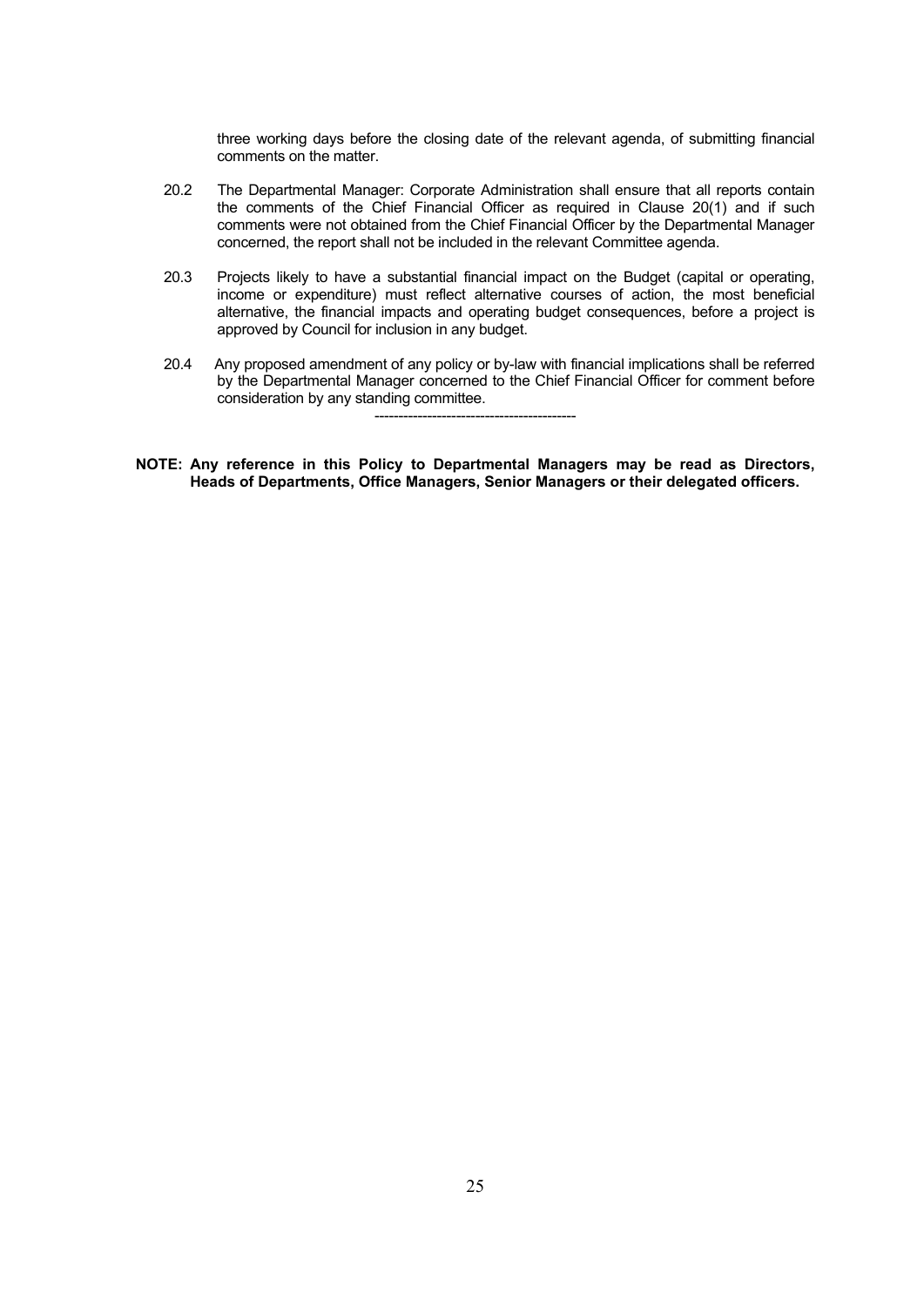three working days before the closing date of the relevant agenda, of submitting financial comments on the matter.

20.2 The Departmental Manager: Corporate Administration shall ensure that all reports contain the comments of the Chief Financial Officer as required in Clause 20(1) and if such comments were not obtained from the Chief Financial Officer by the Departmental Manager concerned, the report shall not be included in the relevant Committee agenda.

20.3 Projects likely to have a substantial financial impact on the Budget (capital or operating, income or expenditure) must reflect alternative courses of action, the most beneficial alternative, the financial impacts and operating budget consequences, before a project is approved by Council for inclusion in any budget.

20.4 Any proposed amendment of any policy or by-law with financial implications shall be referred by the Departmental Manager concerned to the Chief Financial Officer for comment before consideration by any standing committee.

-----------------------------------------

**NOTE: Any reference in this Policy to Departmental Managers may be read as Directors, Heads of Departments, Office Managers, Senior Managers or their delegated officers.**